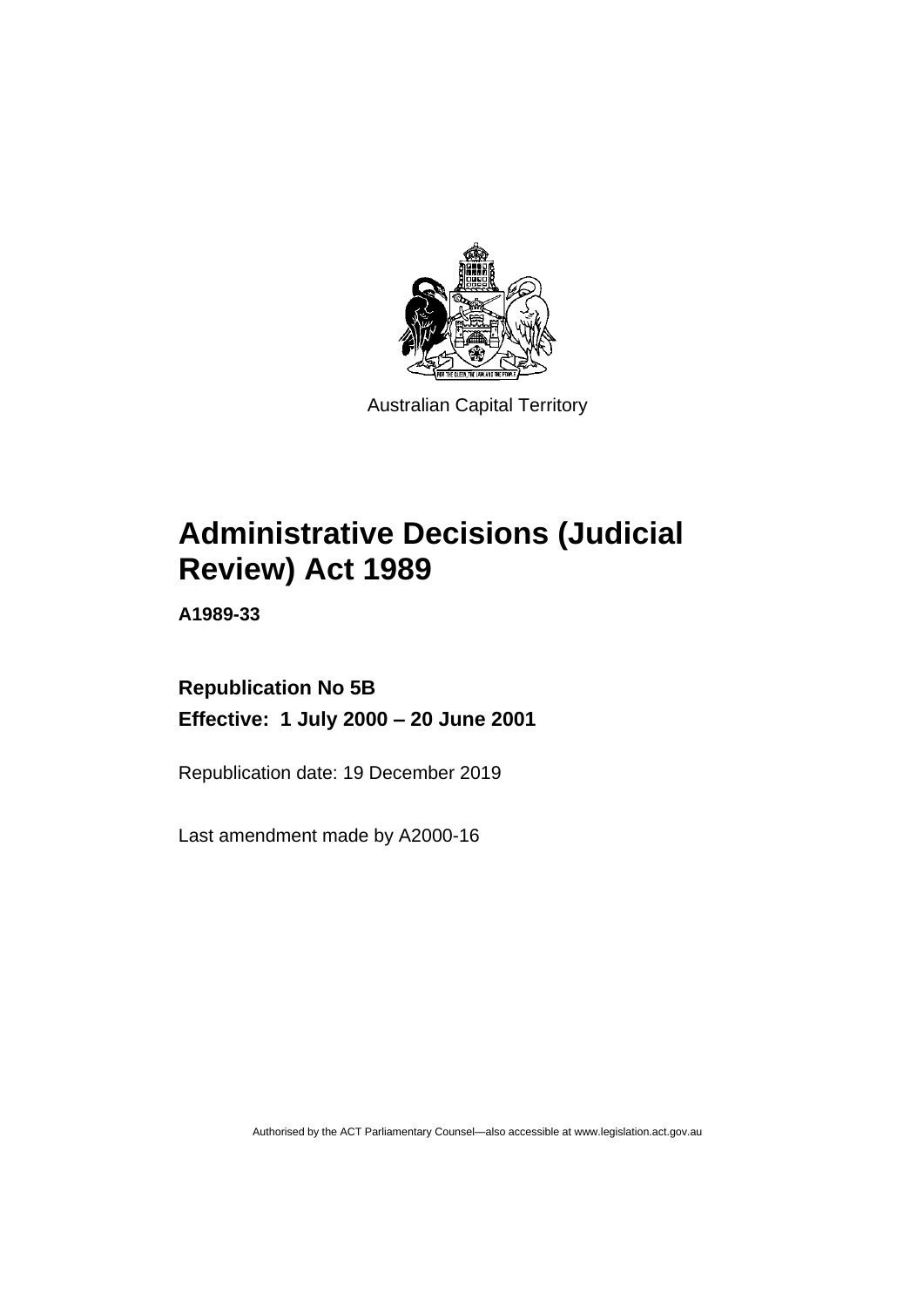Australian Capital Territory

# Administrative Decisions (Judicial Review) Act 1989

**A1989-33**

## Republication No 5B

**Effective: 1 July 2000 – 20 June 2001**

Republication date: 19 December 2019

Last amendment made by A2000-16

Authorised by the ACT Parliamentary Counsel—also accessible at www.legislation.act.gov.au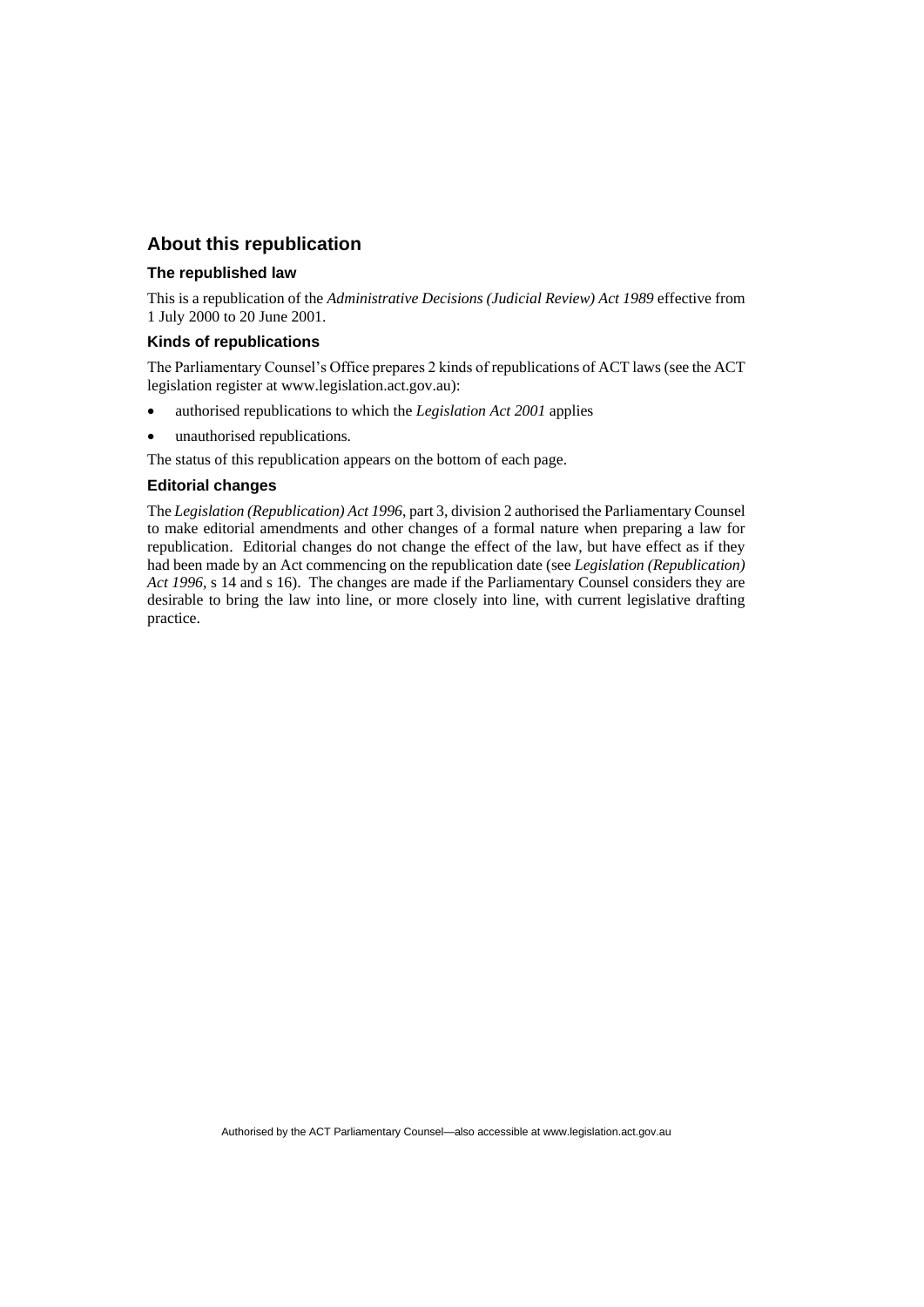## About this republication

### The republished law

This is a republication of the *Administrative Decisions (Judicial Review) Act 1989* effective from 1 July 2000 to 20 June 2001.

### Kinds of republications

The Parliamentary Counsel's Office prepares 2 kinds of republications of ACT laws (see the ACT legislation register at www.legislation.act.gov.au):

- authorised republications to which the *Legislation Act 2001* applies
- unauthorised republications.

The status of this republication appears on the bottom of each page.

### Editorial changes

The *Legislation (Republication) Act 1996*, part 3, division 2 authorised the Parliamentary Counsel to make editorial amendments and other changes of a formal nature when preparing a law for republication. Editorial changes do not change the effect of the law, but have effect as if they had been made by an Act commencing on the republication date (see *Legislation (Republication) Act 1996*, s 14 and s 16). The changes are made if the Parliamentary Counsel considers they are desirable to bring the law into line, or more closely into line, with current legislative drafting practice.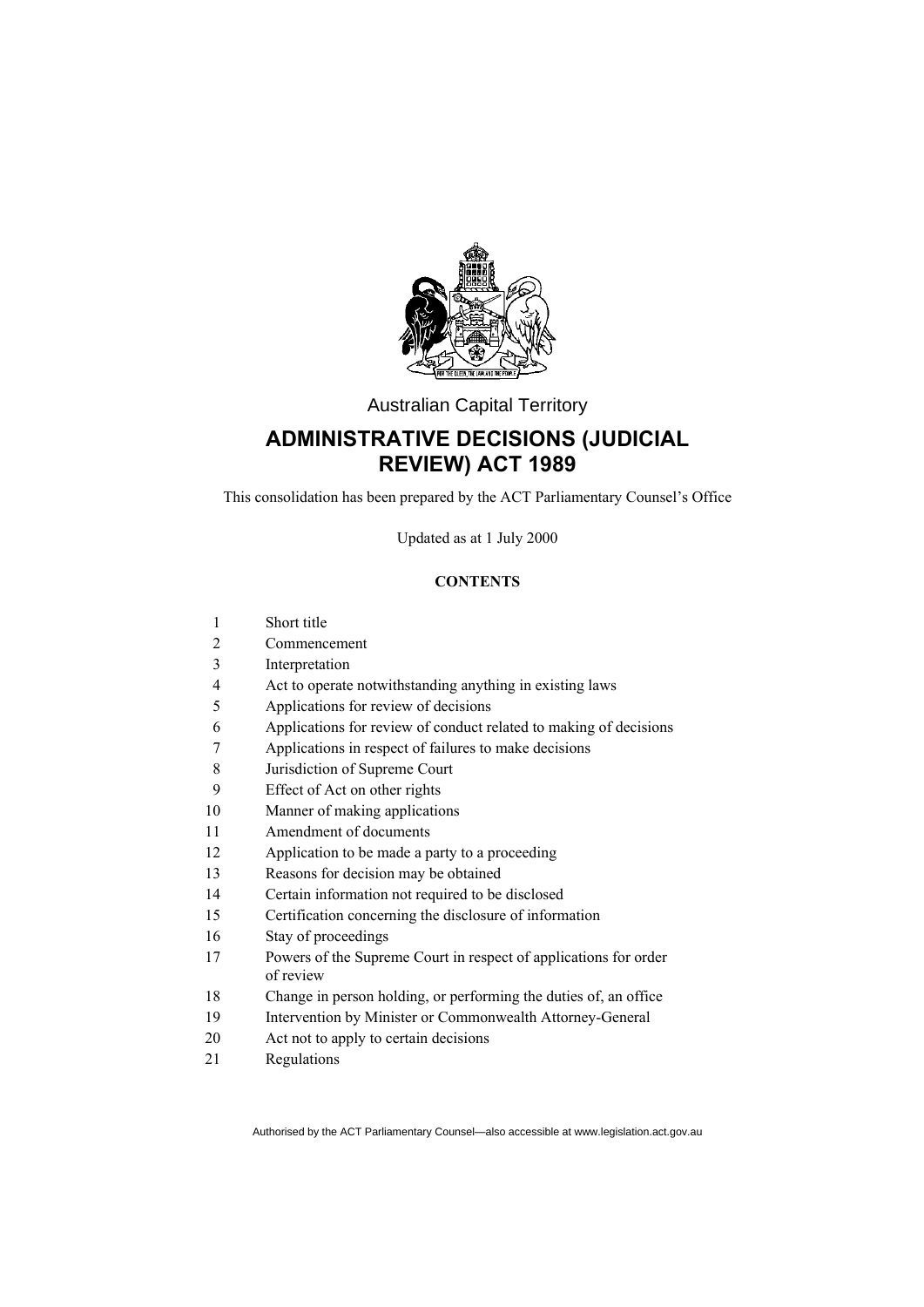Australian Capital Territory

# ADMINISTRATIVE DECISIONS (JUDICIAL REVIEW) ACT 1989

This consolidation has been prepared by the ACT Parliamentary Counsel's Office

Updated as at 1 July 2000

**CONTENTS**

1 Short title
2 Commencement
3 Interpretation
4 Act to operate notwithstanding anything in existing laws
5 Applications for review of decisions
6 Applications for review of conduct related to making of decisions
7 Applications in respect of failures to make decisions
8 Jurisdiction of Supreme Court
9 Effect of Act on other rights
10 Manner of making applications
11 Amendment of documents
12 Application to be made a party to a proceeding
13 Reasons for decision may be obtained
14 Certain information not required to be disclosed
15 Certification concerning the disclosure of information
16 Stay of proceedings
17 Powers of the Supreme Court in respect of applications for order of review
18 Change in person holding, or performing the duties of, an office
19 Intervention by Minister or Commonwealth Attorney-General
20 Act not to apply to certain decisions
21 Regulations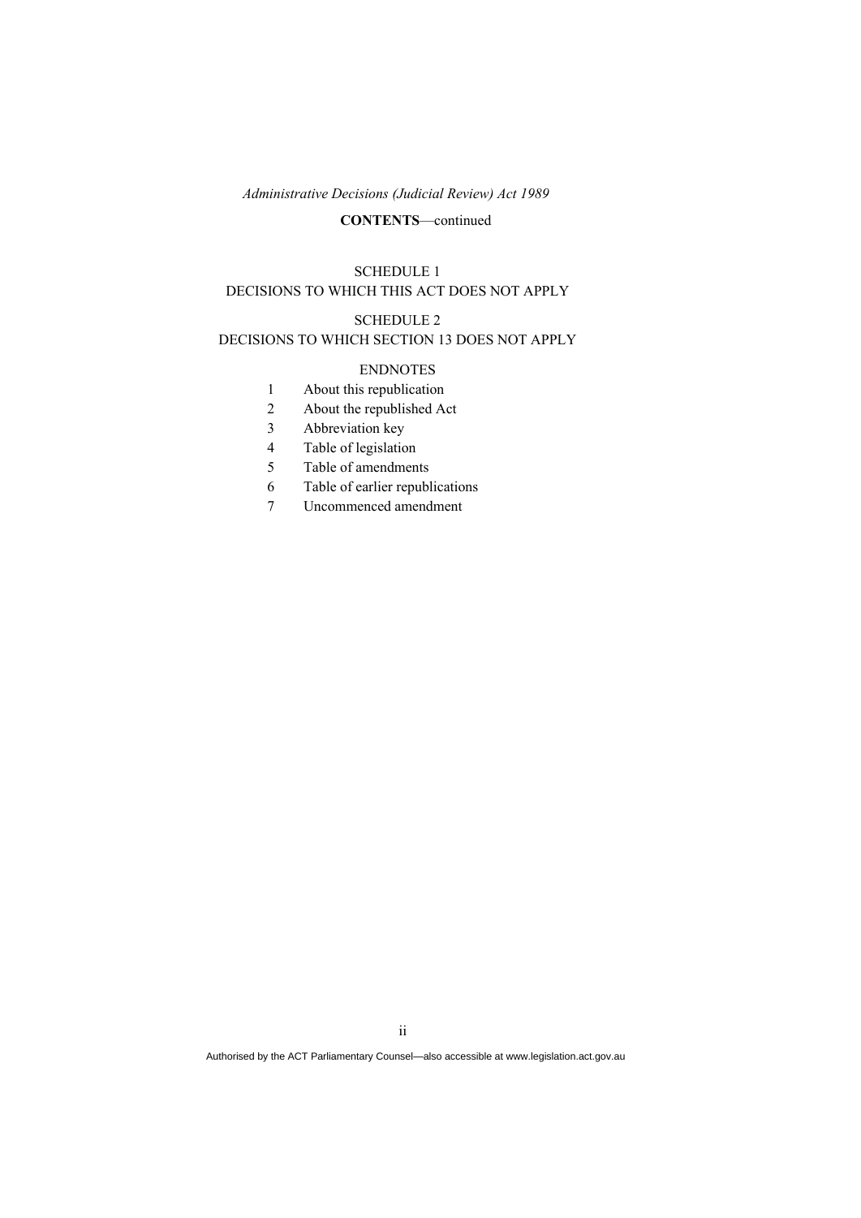*Administrative Decisions (Judicial Review) Act 1989*

**CONTENTS**—continued

SCHEDULE 1
DECISIONS TO WHICH THIS ACT DOES NOT APPLY

SCHEDULE 2
DECISIONS TO WHICH SECTION 13 DOES NOT APPLY

ENDNOTES

1 About this republication
2 About the republished Act
3 Abbreviation key
4 Table of legislation
5 Table of amendments
6 Table of earlier republications
7 Uncommenced amendment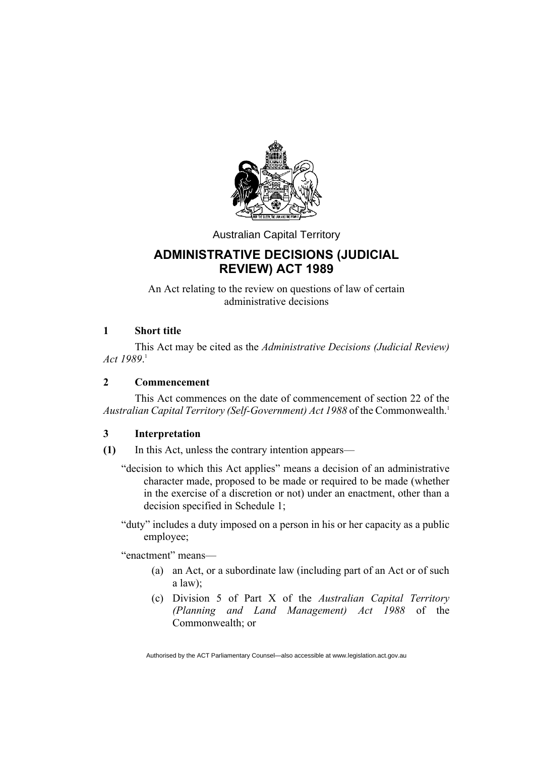Australian Capital Territory

# ADMINISTRATIVE DECISIONS (JUDICIAL REVIEW) ACT 1989

An Act relating to the review on questions of law of certain administrative decisions

## 1 Short title

This Act may be cited as the *Administrative Decisions (Judicial Review) Act 1989*.[1]

## 2 Commencement

This Act commences on the date of commencement of section 22 of the *Australian Capital Territory (Self-Government) Act 1988* of the Commonwealth.[1]

## 3 Interpretation

**(1)** In this Act, unless the contrary intention appears—

"decision to which this Act applies" means a decision of an administrative character made, proposed to be made or required to be made (whether in the exercise of a discretion or not) under an enactment, other than a decision specified in Schedule 1;

"duty" includes a duty imposed on a person in his or her capacity as a public employee;

"enactment" means—

(a) an Act, or a subordinate law (including part of an Act or of such a law);

(c) Division 5 of Part X of the *Australian Capital Territory (Planning and Land Management) Act 1988* of the Commonwealth; or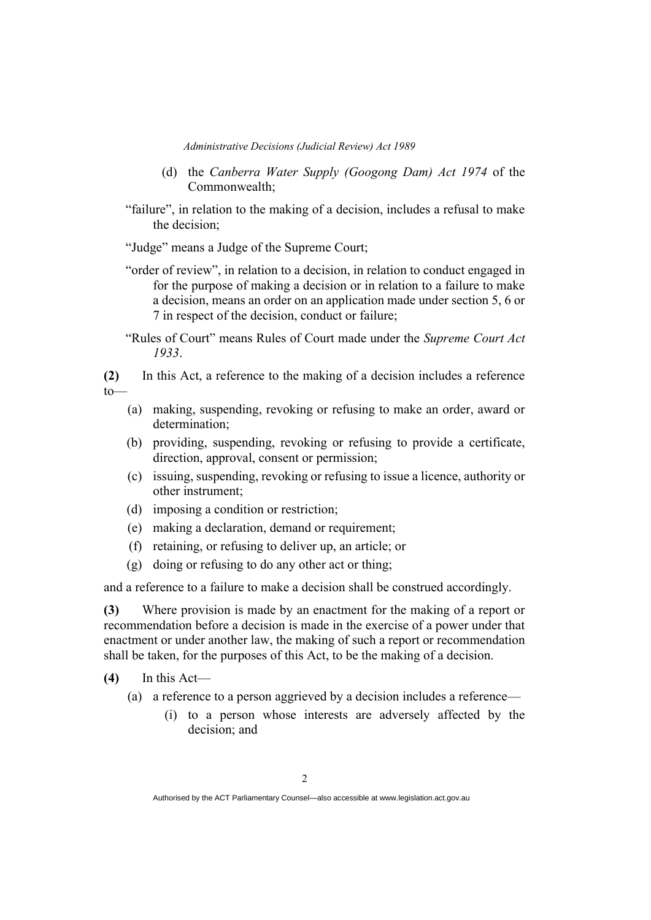(d) the *Canberra Water Supply (Googong Dam) Act 1974* of the Commonwealth;

"failure", in relation to the making of a decision, includes a refusal to make the decision;

"Judge" means a Judge of the Supreme Court;

"order of review", in relation to a decision, in relation to conduct engaged in for the purpose of making a decision or in relation to a failure to make a decision, means an order on an application made under section 5, 6 or 7 in respect of the decision, conduct or failure;

"Rules of Court" means Rules of Court made under the *Supreme Court Act 1933*.

**(2)** In this Act, a reference to the making of a decision includes a reference to—

(a) making, suspending, revoking or refusing to make an order, award or determination;

(b) providing, suspending, revoking or refusing to provide a certificate, direction, approval, consent or permission;

(c) issuing, suspending, revoking or refusing to issue a licence, authority or other instrument;

(d) imposing a condition or restriction;

(e) making a declaration, demand or requirement;

(f) retaining, or refusing to deliver up, an article; or

(g) doing or refusing to do any other act or thing;

and a reference to a failure to make a decision shall be construed accordingly.

**(3)** Where provision is made by an enactment for the making of a report or recommendation before a decision is made in the exercise of a power under that enactment or under another law, the making of such a report or recommendation shall be taken, for the purposes of this Act, to be the making of a decision.

**(4)** In this Act—

(a) a reference to a person aggrieved by a decision includes a reference—

(i) to a person whose interests are adversely affected by the decision; and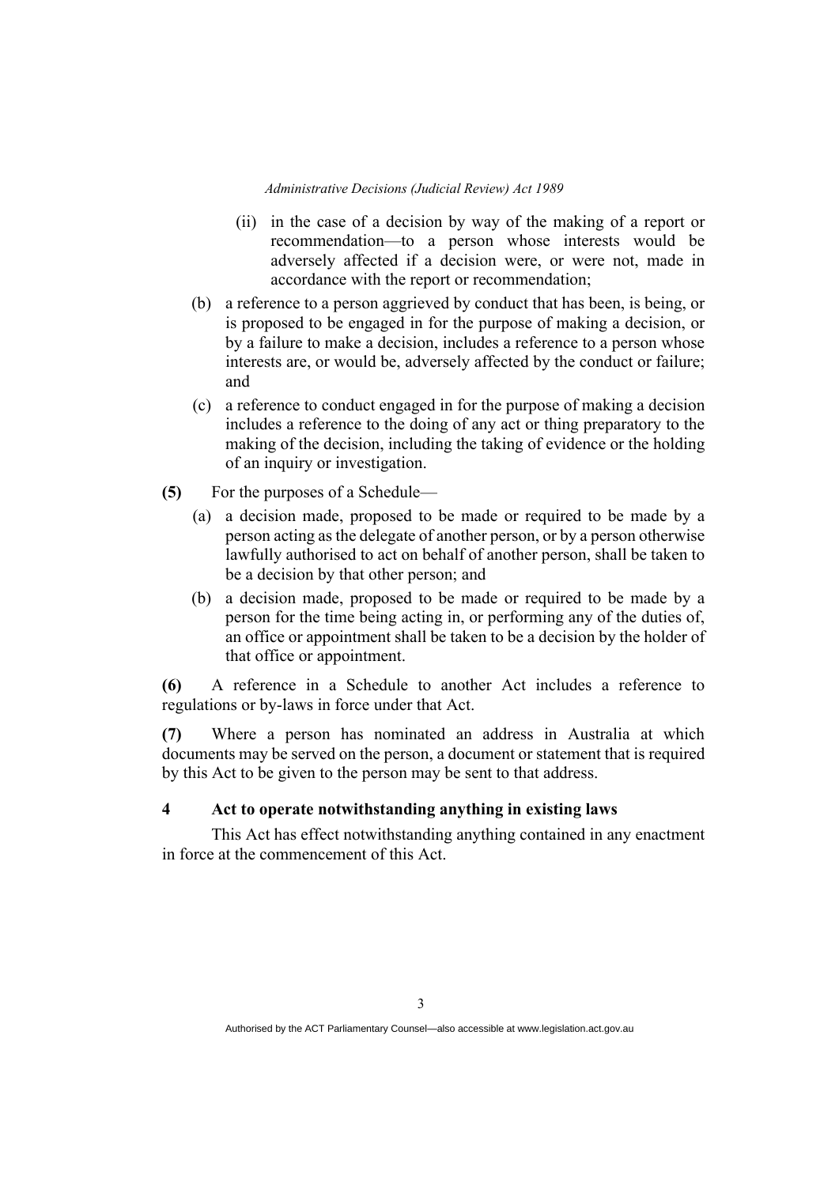(ii) in the case of a decision by way of the making of a report or recommendation—to a person whose interests would be adversely affected if a decision were, or were not, made in accordance with the report or recommendation;

(b) a reference to a person aggrieved by conduct that has been, is being, or is proposed to be engaged in for the purpose of making a decision, or by a failure to make a decision, includes a reference to a person whose interests are, or would be, adversely affected by the conduct or failure; and

(c) a reference to conduct engaged in for the purpose of making a decision includes a reference to the doing of any act or thing preparatory to the making of the decision, including the taking of evidence or the holding of an inquiry or investigation.

**(5)** For the purposes of a Schedule—

(a) a decision made, proposed to be made or required to be made by a person acting as the delegate of another person, or by a person otherwise lawfully authorised to act on behalf of another person, shall be taken to be a decision by that other person; and

(b) a decision made, proposed to be made or required to be made by a person for the time being acting in, or performing any of the duties of, an office or appointment shall be taken to be a decision by the holder of that office or appointment.

**(6)** A reference in a Schedule to another Act includes a reference to regulations or by-laws in force under that Act.

**(7)** Where a person has nominated an address in Australia at which documents may be served on the person, a document or statement that is required by this Act to be given to the person may be sent to that address.

### 4 Act to operate notwithstanding anything in existing laws

This Act has effect notwithstanding anything contained in any enactment in force at the commencement of this Act.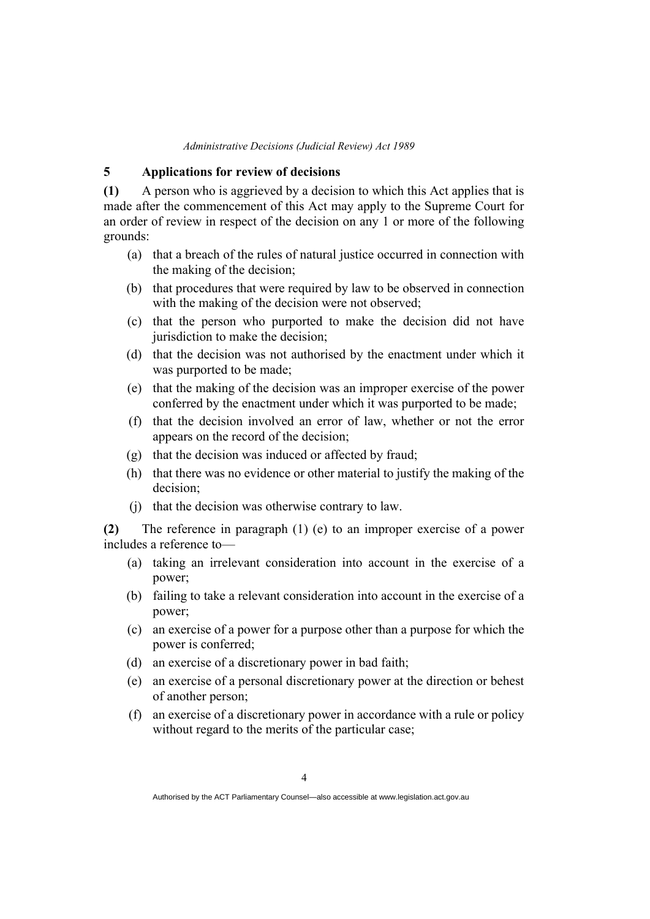## 5 Applications for review of decisions

**(1)** A person who is aggrieved by a decision to which this Act applies that is made after the commencement of this Act may apply to the Supreme Court for an order of review in respect of the decision on any 1 or more of the following grounds:

(a) that a breach of the rules of natural justice occurred in connection with the making of the decision;

(b) that procedures that were required by law to be observed in connection with the making of the decision were not observed;

(c) that the person who purported to make the decision did not have jurisdiction to make the decision;

(d) that the decision was not authorised by the enactment under which it was purported to be made;

(e) that the making of the decision was an improper exercise of the power conferred by the enactment under which it was purported to be made;

(f) that the decision involved an error of law, whether or not the error appears on the record of the decision;

(g) that the decision was induced or affected by fraud;

(h) that there was no evidence or other material to justify the making of the decision;

(j) that the decision was otherwise contrary to law.

**(2)** The reference in paragraph (1) (e) to an improper exercise of a power includes a reference to—

(a) taking an irrelevant consideration into account in the exercise of a power;

(b) failing to take a relevant consideration into account in the exercise of a power;

(c) an exercise of a power for a purpose other than a purpose for which the power is conferred;

(d) an exercise of a discretionary power in bad faith;

(e) an exercise of a personal discretionary power at the direction or behest of another person;

(f) an exercise of a discretionary power in accordance with a rule or policy without regard to the merits of the particular case;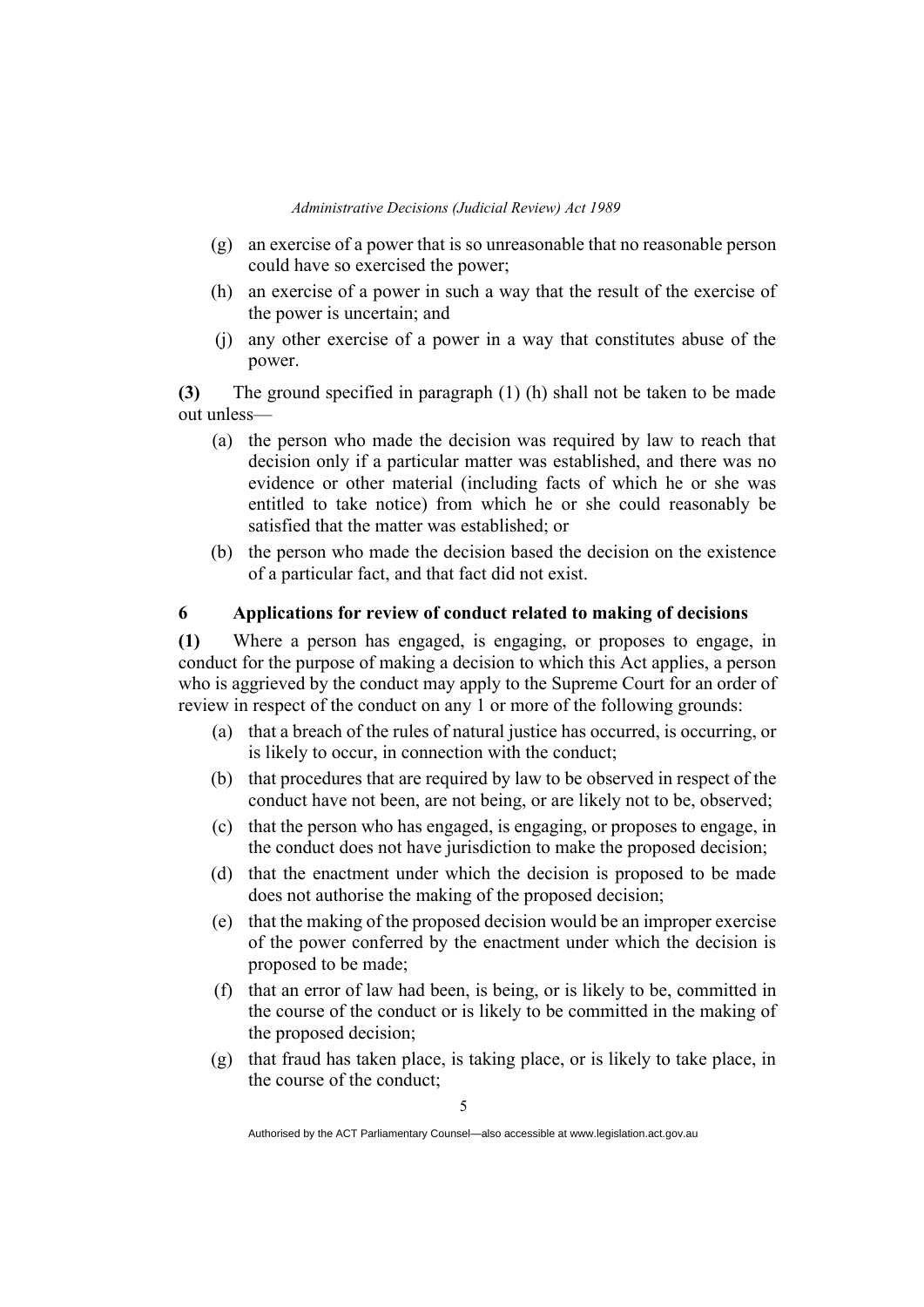(g) an exercise of a power that is so unreasonable that no reasonable person could have so exercised the power;

(h) an exercise of a power in such a way that the result of the exercise of the power is uncertain; and

(j) any other exercise of a power in a way that constitutes abuse of the power.

**(3)** The ground specified in paragraph (1) (h) shall not be taken to be made out unless—

(a) the person who made the decision was required by law to reach that decision only if a particular matter was established, and there was no evidence or other material (including facts of which he or she was entitled to take notice) from which he or she could reasonably be satisfied that the matter was established; or

(b) the person who made the decision based the decision on the existence of a particular fact, and that fact did not exist.

### 6 Applications for review of conduct related to making of decisions

**(1)** Where a person has engaged, is engaging, or proposes to engage, in conduct for the purpose of making a decision to which this Act applies, a person who is aggrieved by the conduct may apply to the Supreme Court for an order of review in respect of the conduct on any 1 or more of the following grounds:

(a) that a breach of the rules of natural justice has occurred, is occurring, or is likely to occur, in connection with the conduct;

(b) that procedures that are required by law to be observed in respect of the conduct have not been, are not being, or are likely not to be, observed;

(c) that the person who has engaged, is engaging, or proposes to engage, in the conduct does not have jurisdiction to make the proposed decision;

(d) that the enactment under which the decision is proposed to be made does not authorise the making of the proposed decision;

(e) that the making of the proposed decision would be an improper exercise of the power conferred by the enactment under which the decision is proposed to be made;

(f) that an error of law had been, is being, or is likely to be, committed in the course of the conduct or is likely to be committed in the making of the proposed decision;

(g) that fraud has taken place, is taking place, or is likely to take place, in the course of the conduct;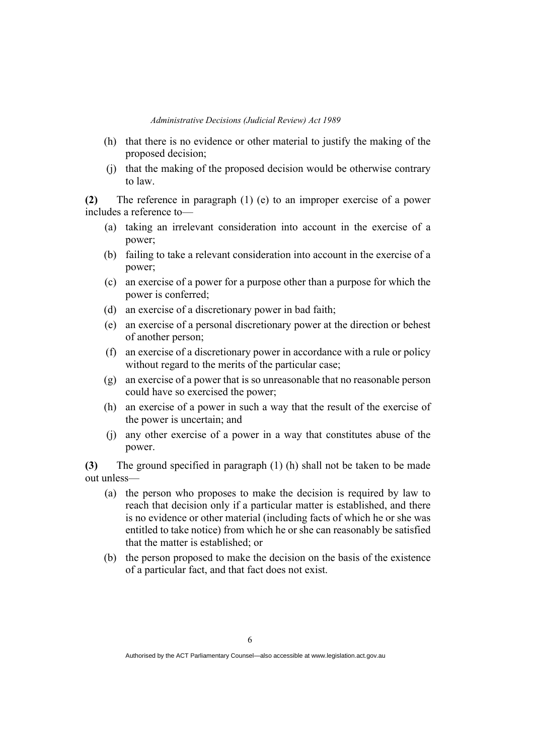(h) that there is no evidence or other material to justify the making of the proposed decision;

(j) that the making of the proposed decision would be otherwise contrary to law.

**(2)** The reference in paragraph (1) (e) to an improper exercise of a power includes a reference to—

(a) taking an irrelevant consideration into account in the exercise of a power;

(b) failing to take a relevant consideration into account in the exercise of a power;

(c) an exercise of a power for a purpose other than a purpose for which the power is conferred;

(d) an exercise of a discretionary power in bad faith;

(e) an exercise of a personal discretionary power at the direction or behest of another person;

(f) an exercise of a discretionary power in accordance with a rule or policy without regard to the merits of the particular case;

(g) an exercise of a power that is so unreasonable that no reasonable person could have so exercised the power;

(h) an exercise of a power in such a way that the result of the exercise of the power is uncertain; and

(j) any other exercise of a power in a way that constitutes abuse of the power.

**(3)** The ground specified in paragraph (1) (h) shall not be taken to be made out unless—

(a) the person who proposes to make the decision is required by law to reach that decision only if a particular matter is established, and there is no evidence or other material (including facts of which he or she was entitled to take notice) from which he or she can reasonably be satisfied that the matter is established; or

(b) the person proposed to make the decision on the basis of the existence of a particular fact, and that fact does not exist.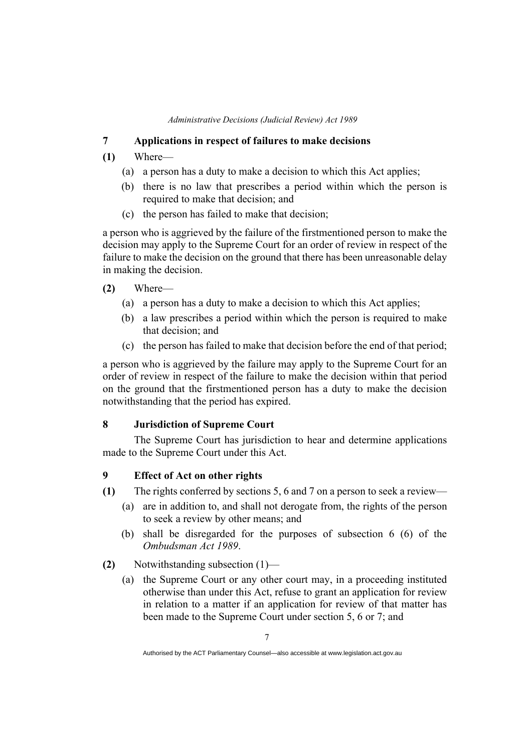## 7 Applications in respect of failures to make decisions

**(1)** Where—

(a) a person has a duty to make a decision to which this Act applies;

(b) there is no law that prescribes a period within which the person is required to make that decision; and

(c) the person has failed to make that decision;

a person who is aggrieved by the failure of the firstmentioned person to make the decision may apply to the Supreme Court for an order of review in respect of the failure to make the decision on the ground that there has been unreasonable delay in making the decision.

**(2)** Where—

(a) a person has a duty to make a decision to which this Act applies;

(b) a law prescribes a period within which the person is required to make that decision; and

(c) the person has failed to make that decision before the end of that period;

a person who is aggrieved by the failure may apply to the Supreme Court for an order of review in respect of the failure to make the decision within that period on the ground that the firstmentioned person has a duty to make the decision notwithstanding that the period has expired.

## 8 Jurisdiction of Supreme Court

The Supreme Court has jurisdiction to hear and determine applications made to the Supreme Court under this Act.

## 9 Effect of Act on other rights

**(1)** The rights conferred by sections 5, 6 and 7 on a person to seek a review—

(a) are in addition to, and shall not derogate from, the rights of the person to seek a review by other means; and

(b) shall be disregarded for the purposes of subsection 6 (6) of the *Ombudsman Act 1989*.

**(2)** Notwithstanding subsection (1)—

(a) the Supreme Court or any other court may, in a proceeding instituted otherwise than under this Act, refuse to grant an application for review in relation to a matter if an application for review of that matter has been made to the Supreme Court under section 5, 6 or 7; and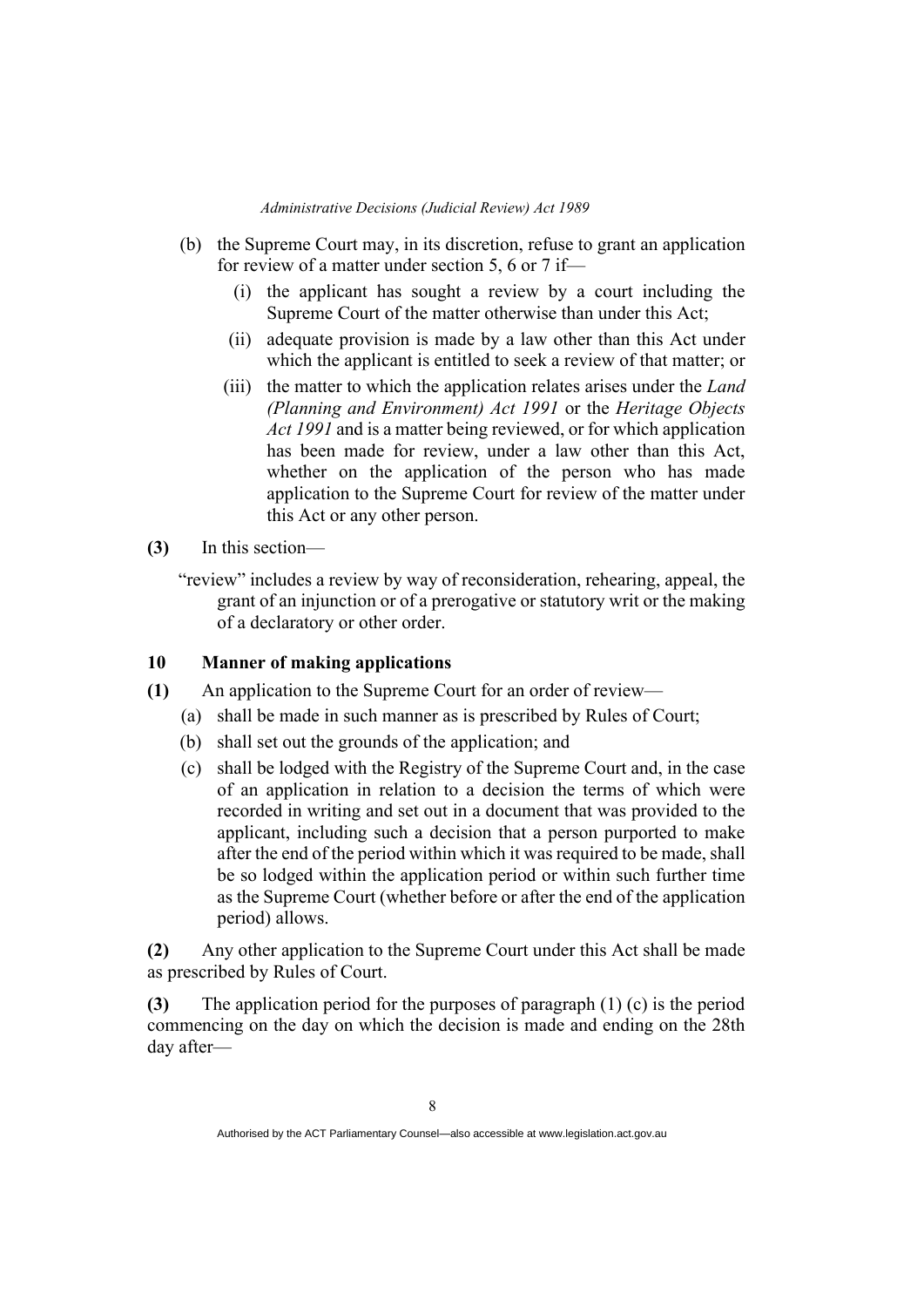(b) the Supreme Court may, in its discretion, refuse to grant an application for review of a matter under section 5, 6 or 7 if—

   (i) the applicant has sought a review by a court including the Supreme Court of the matter otherwise than under this Act;

   (ii) adequate provision is made by a law other than this Act under which the applicant is entitled to seek a review of that matter; or

   (iii) the matter to which the application relates arises under the *Land (Planning and Environment) Act 1991* or the *Heritage Objects Act 1991* and is a matter being reviewed, or for which application has been made for review, under a law other than this Act, whether on the application of the person who has made application to the Supreme Court for review of the matter under this Act or any other person.

**(3)** In this section—

"review" includes a review by way of reconsideration, rehearing, appeal, the grant of an injunction or of a prerogative or statutory writ or the making of a declaratory or other order.

### 10 Manner of making applications

**(1)** An application to the Supreme Court for an order of review—

(a) shall be made in such manner as is prescribed by Rules of Court;

(b) shall set out the grounds of the application; and

(c) shall be lodged with the Registry of the Supreme Court and, in the case of an application in relation to a decision the terms of which were recorded in writing and set out in a document that was provided to the applicant, including such a decision that a person purported to make after the end of the period within which it was required to be made, shall be so lodged within the application period or within such further time as the Supreme Court (whether before or after the end of the application period) allows.

**(2)** Any other application to the Supreme Court under this Act shall be made as prescribed by Rules of Court.

**(3)** The application period for the purposes of paragraph (1) (c) is the period commencing on the day on which the decision is made and ending on the 28th day after—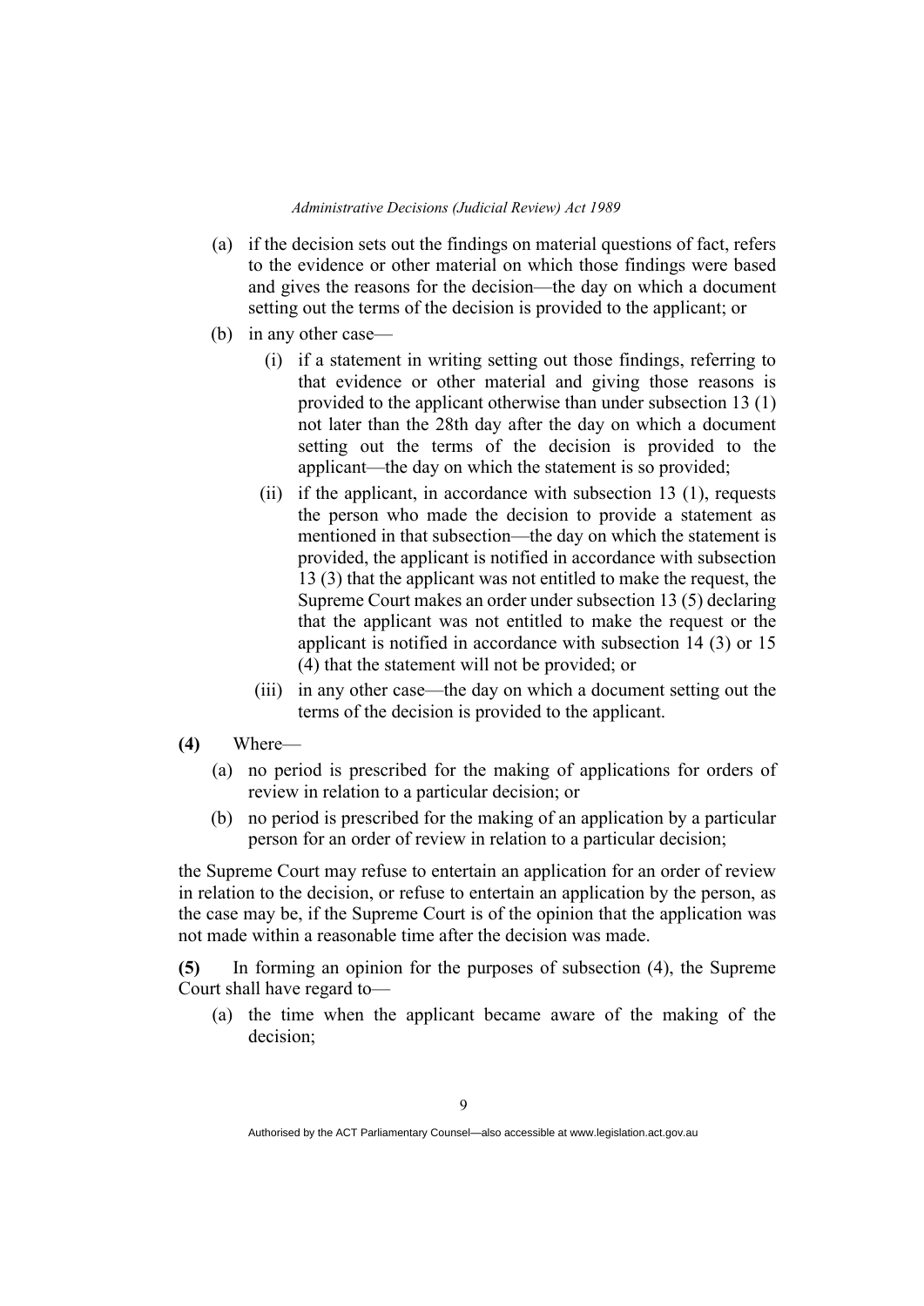(a) if the decision sets out the findings on material questions of fact, refers to the evidence or other material on which those findings were based and gives the reasons for the decision—the day on which a document setting out the terms of the decision is provided to the applicant; or

(b) in any other case—

   (i) if a statement in writing setting out those findings, referring to that evidence or other material and giving those reasons is provided to the applicant otherwise than under subsection 13 (1) not later than the 28th day after the day on which a document setting out the terms of the decision is provided to the applicant—the day on which the statement is so provided;

   (ii) if the applicant, in accordance with subsection 13 (1), requests the person who made the decision to provide a statement as mentioned in that subsection—the day on which the statement is provided, the applicant is notified in accordance with subsection 13 (3) that the applicant was not entitled to make the request, the Supreme Court makes an order under subsection 13 (5) declaring that the applicant was not entitled to make the request or the applicant is notified in accordance with subsection 14 (3) or 15 (4) that the statement will not be provided; or

   (iii) in any other case—the day on which a document setting out the terms of the decision is provided to the applicant.

**(4)** Where—

(a) no period is prescribed for the making of applications for orders of review in relation to a particular decision; or

(b) no period is prescribed for the making of an application by a particular person for an order of review in relation to a particular decision;

the Supreme Court may refuse to entertain an application for an order of review in relation to the decision, or refuse to entertain an application by the person, as the case may be, if the Supreme Court is of the opinion that the application was not made within a reasonable time after the decision was made.

**(5)** In forming an opinion for the purposes of subsection (4), the Supreme Court shall have regard to—

(a) the time when the applicant became aware of the making of the decision;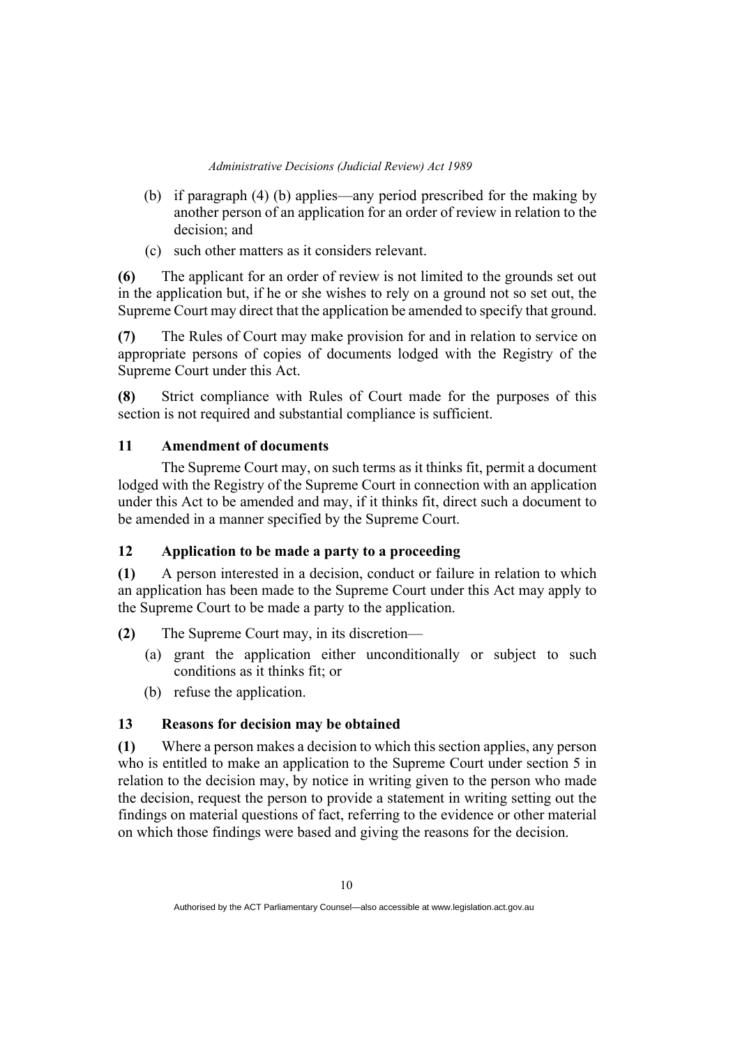(b) if paragraph (4) (b) applies—any period prescribed for the making by another person of an application for an order of review in relation to the decision; and

(c) such other matters as it considers relevant.

**(6)** The applicant for an order of review is not limited to the grounds set out in the application but, if he or she wishes to rely on a ground not so set out, the Supreme Court may direct that the application be amended to specify that ground.

**(7)** The Rules of Court may make provision for and in relation to service on appropriate persons of copies of documents lodged with the Registry of the Supreme Court under this Act.

**(8)** Strict compliance with Rules of Court made for the purposes of this section is not required and substantial compliance is sufficient.

### 11 Amendment of documents

The Supreme Court may, on such terms as it thinks fit, permit a document lodged with the Registry of the Supreme Court in connection with an application under this Act to be amended and may, if it thinks fit, direct such a document to be amended in a manner specified by the Supreme Court.

### 12 Application to be made a party to a proceeding

**(1)** A person interested in a decision, conduct or failure in relation to which an application has been made to the Supreme Court under this Act may apply to the Supreme Court to be made a party to the application.

**(2)** The Supreme Court may, in its discretion—

(a) grant the application either unconditionally or subject to such conditions as it thinks fit; or

(b) refuse the application.

### 13 Reasons for decision may be obtained

**(1)** Where a person makes a decision to which this section applies, any person who is entitled to make an application to the Supreme Court under section 5 in relation to the decision may, by notice in writing given to the person who made the decision, request the person to provide a statement in writing setting out the findings on material questions of fact, referring to the evidence or other material on which those findings were based and giving the reasons for the decision.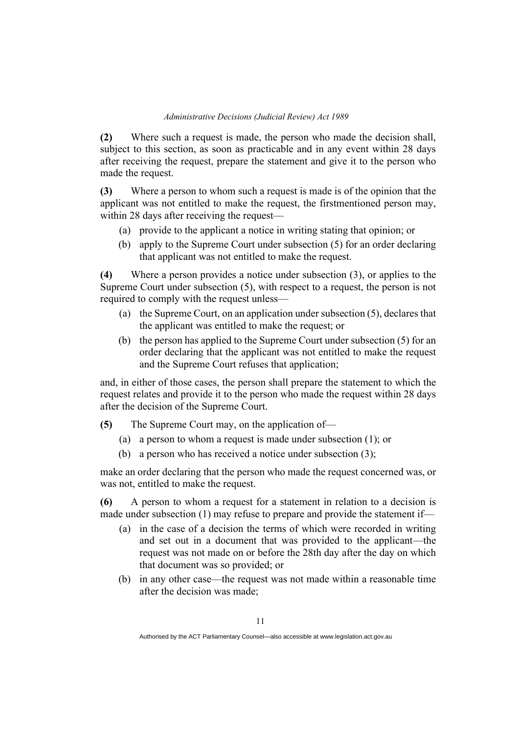**(2)** Where such a request is made, the person who made the decision shall, subject to this section, as soon as practicable and in any event within 28 days after receiving the request, prepare the statement and give it to the person who made the request.

**(3)** Where a person to whom such a request is made is of the opinion that the applicant was not entitled to make the request, the firstmentioned person may, within 28 days after receiving the request—

(a) provide to the applicant a notice in writing stating that opinion; or

(b) apply to the Supreme Court under subsection (5) for an order declaring that applicant was not entitled to make the request.

**(4)** Where a person provides a notice under subsection (3), or applies to the Supreme Court under subsection (5), with respect to a request, the person is not required to comply with the request unless—

(a) the Supreme Court, on an application under subsection (5), declares that the applicant was entitled to make the request; or

(b) the person has applied to the Supreme Court under subsection (5) for an order declaring that the applicant was not entitled to make the request and the Supreme Court refuses that application;

and, in either of those cases, the person shall prepare the statement to which the request relates and provide it to the person who made the request within 28 days after the decision of the Supreme Court.

**(5)** The Supreme Court may, on the application of—

(a) a person to whom a request is made under subsection (1); or

(b) a person who has received a notice under subsection (3);

make an order declaring that the person who made the request concerned was, or was not, entitled to make the request.

**(6)** A person to whom a request for a statement in relation to a decision is made under subsection (1) may refuse to prepare and provide the statement if—

(a) in the case of a decision the terms of which were recorded in writing and set out in a document that was provided to the applicant—the request was not made on or before the 28th day after the day on which that document was so provided; or

(b) in any other case—the request was not made within a reasonable time after the decision was made;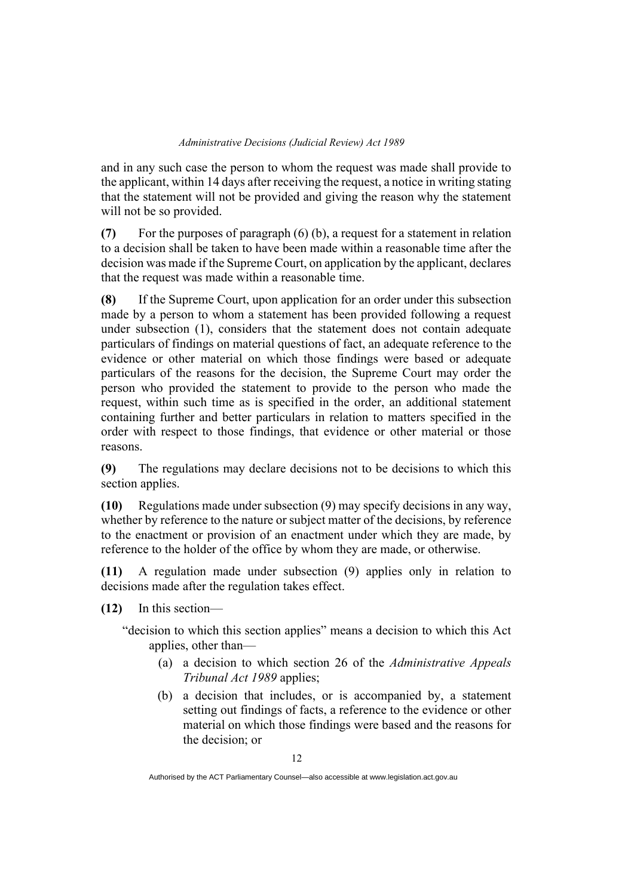and in any such case the person to whom the request was made shall provide to the applicant, within 14 days after receiving the request, a notice in writing stating that the statement will not be provided and giving the reason why the statement will not be so provided.

**(7)** For the purposes of paragraph (6) (b), a request for a statement in relation to a decision shall be taken to have been made within a reasonable time after the decision was made if the Supreme Court, on application by the applicant, declares that the request was made within a reasonable time.

**(8)** If the Supreme Court, upon application for an order under this subsection made by a person to whom a statement has been provided following a request under subsection (1), considers that the statement does not contain adequate particulars of findings on material questions of fact, an adequate reference to the evidence or other material on which those findings were based or adequate particulars of the reasons for the decision, the Supreme Court may order the person who provided the statement to provide to the person who made the request, within such time as is specified in the order, an additional statement containing further and better particulars in relation to matters specified in the order with respect to those findings, that evidence or other material or those reasons.

**(9)** The regulations may declare decisions not to be decisions to which this section applies.

**(10)** Regulations made under subsection (9) may specify decisions in any way, whether by reference to the nature or subject matter of the decisions, by reference to the enactment or provision of an enactment under which they are made, by reference to the holder of the office by whom they are made, or otherwise.

**(11)** A regulation made under subsection (9) applies only in relation to decisions made after the regulation takes effect.

**(12)** In this section—

"decision to which this section applies" means a decision to which this Act applies, other than—

(a) a decision to which section 26 of the *Administrative Appeals Tribunal Act 1989* applies;

(b) a decision that includes, or is accompanied by, a statement setting out findings of facts, a reference to the evidence or other material on which those findings were based and the reasons for the decision; or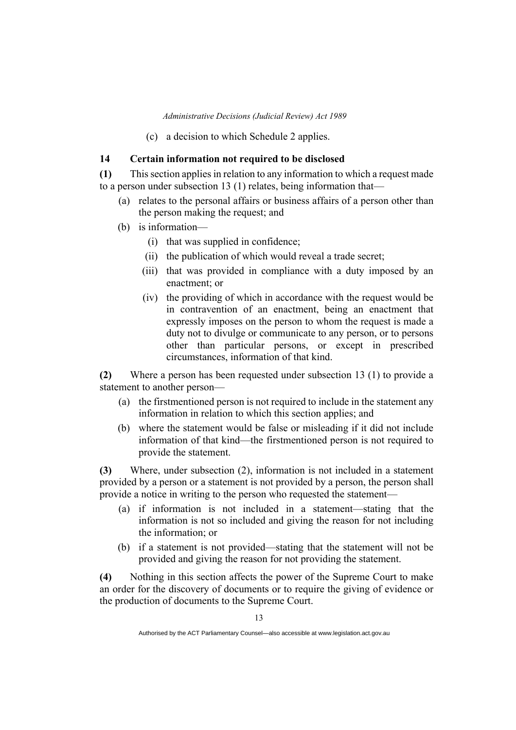(c) a decision to which Schedule 2 applies.

### 14 Certain information not required to be disclosed

**(1)** This section applies in relation to any information to which a request made to a person under subsection 13 (1) relates, being information that—

- (a) relates to the personal affairs or business affairs of a person other than the person making the request; and
- (b) is information—
  - (i) that was supplied in confidence;
  - (ii) the publication of which would reveal a trade secret;
  - (iii) that was provided in compliance with a duty imposed by an enactment; or
  - (iv) the providing of which in accordance with the request would be in contravention of an enactment, being an enactment that expressly imposes on the person to whom the request is made a duty not to divulge or communicate to any person, or to persons other than particular persons, or except in prescribed circumstances, information of that kind.

**(2)** Where a person has been requested under subsection 13 (1) to provide a statement to another person—

- (a) the firstmentioned person is not required to include in the statement any information in relation to which this section applies; and
- (b) where the statement would be false or misleading if it did not include information of that kind—the firstmentioned person is not required to provide the statement.

**(3)** Where, under subsection (2), information is not included in a statement provided by a person or a statement is not provided by a person, the person shall provide a notice in writing to the person who requested the statement—

- (a) if information is not included in a statement—stating that the information is not so included and giving the reason for not including the information; or
- (b) if a statement is not provided—stating that the statement will not be provided and giving the reason for not providing the statement.

**(4)** Nothing in this section affects the power of the Supreme Court to make an order for the discovery of documents or to require the giving of evidence or the production of documents to the Supreme Court.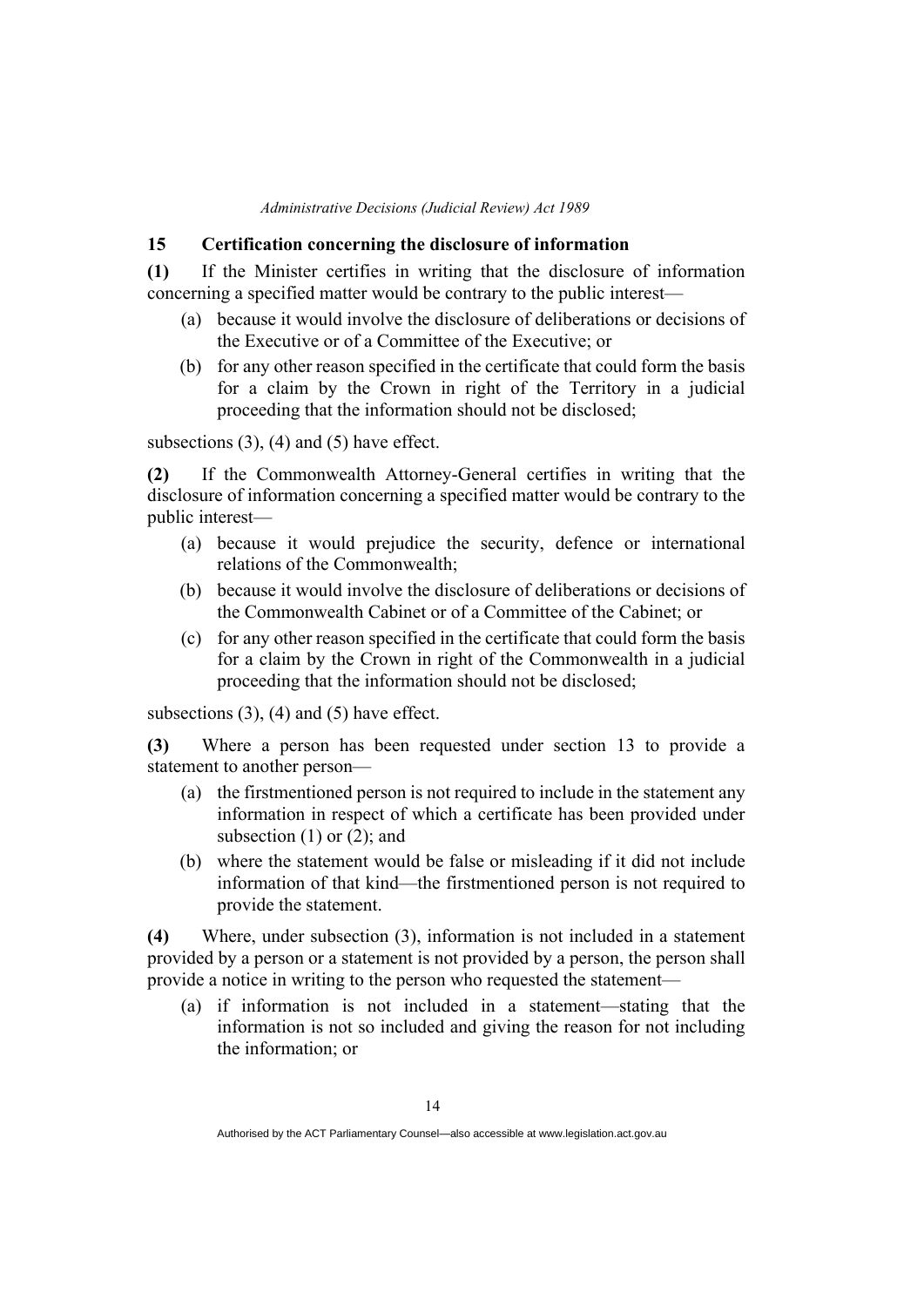## 15 Certification concerning the disclosure of information

**(1)** If the Minister certifies in writing that the disclosure of information concerning a specified matter would be contrary to the public interest—

- (a) because it would involve the disclosure of deliberations or decisions of the Executive or of a Committee of the Executive; or
- (b) for any other reason specified in the certificate that could form the basis for a claim by the Crown in right of the Territory in a judicial proceeding that the information should not be disclosed;

subsections (3), (4) and (5) have effect.

**(2)** If the Commonwealth Attorney-General certifies in writing that the disclosure of information concerning a specified matter would be contrary to the public interest—

- (a) because it would prejudice the security, defence or international relations of the Commonwealth;
- (b) because it would involve the disclosure of deliberations or decisions of the Commonwealth Cabinet or of a Committee of the Cabinet; or
- (c) for any other reason specified in the certificate that could form the basis for a claim by the Crown in right of the Commonwealth in a judicial proceeding that the information should not be disclosed;

subsections (3), (4) and (5) have effect.

**(3)** Where a person has been requested under section 13 to provide a statement to another person—

- (a) the firstmentioned person is not required to include in the statement any information in respect of which a certificate has been provided under subsection (1) or (2); and
- (b) where the statement would be false or misleading if it did not include information of that kind—the firstmentioned person is not required to provide the statement.

**(4)** Where, under subsection (3), information is not included in a statement provided by a person or a statement is not provided by a person, the person shall provide a notice in writing to the person who requested the statement—

- (a) if information is not included in a statement—stating that the information is not so included and giving the reason for not including the information; or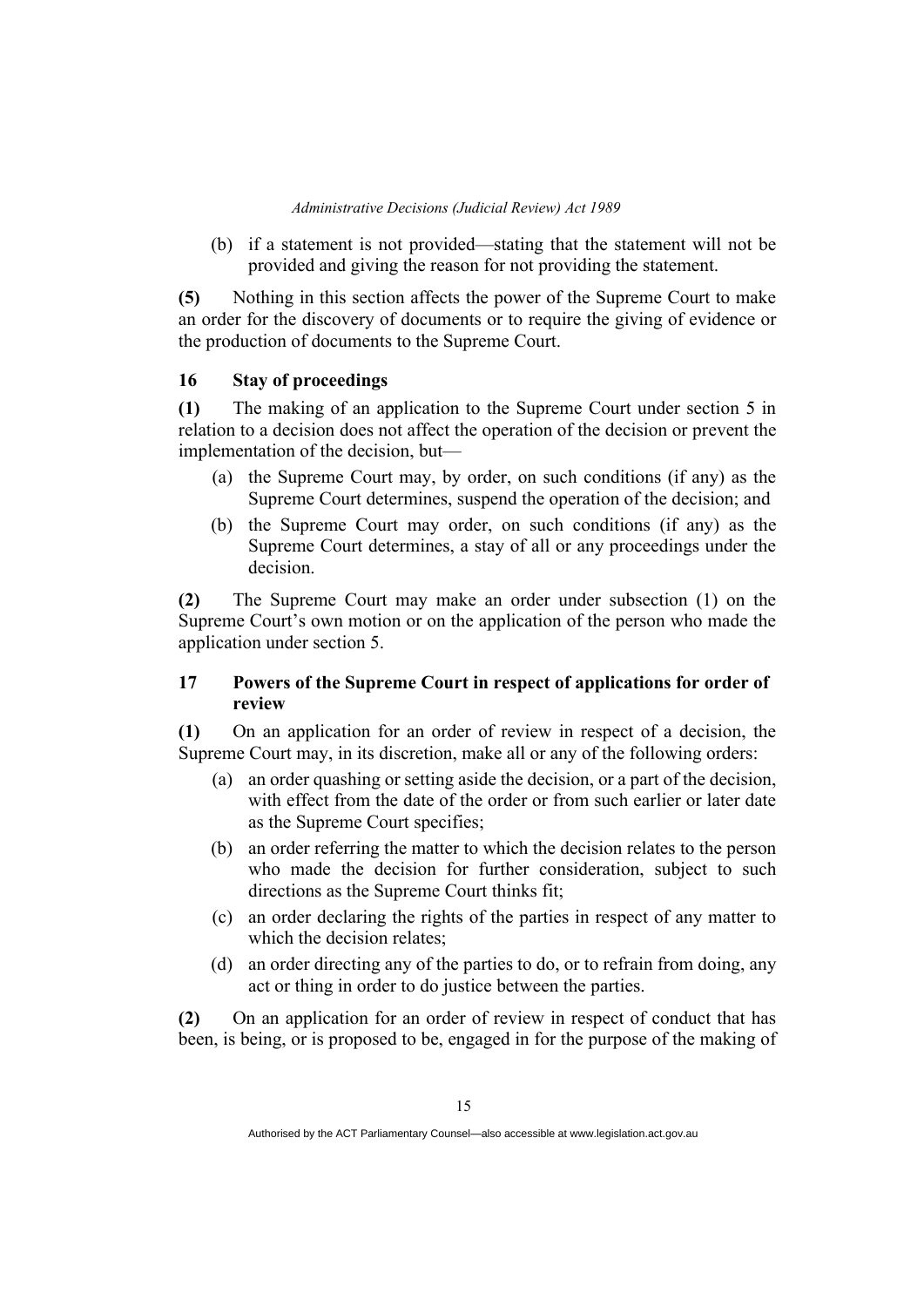(b) if a statement is not provided—stating that the statement will not be provided and giving the reason for not providing the statement.

**(5)** Nothing in this section affects the power of the Supreme Court to make an order for the discovery of documents or to require the giving of evidence or the production of documents to the Supreme Court.

### 16 Stay of proceedings

**(1)** The making of an application to the Supreme Court under section 5 in relation to a decision does not affect the operation of the decision or prevent the implementation of the decision, but—

- (a) the Supreme Court may, by order, on such conditions (if any) as the Supreme Court determines, suspend the operation of the decision; and
- (b) the Supreme Court may order, on such conditions (if any) as the Supreme Court determines, a stay of all or any proceedings under the decision.

**(2)** The Supreme Court may make an order under subsection (1) on the Supreme Court's own motion or on the application of the person who made the application under section 5.

### 17 Powers of the Supreme Court in respect of applications for order of review

**(1)** On an application for an order of review in respect of a decision, the Supreme Court may, in its discretion, make all or any of the following orders:

- (a) an order quashing or setting aside the decision, or a part of the decision, with effect from the date of the order or from such earlier or later date as the Supreme Court specifies;
- (b) an order referring the matter to which the decision relates to the person who made the decision for further consideration, subject to such directions as the Supreme Court thinks fit;
- (c) an order declaring the rights of the parties in respect of any matter to which the decision relates;
- (d) an order directing any of the parties to do, or to refrain from doing, any act or thing in order to do justice between the parties.

**(2)** On an application for an order of review in respect of conduct that has been, is being, or is proposed to be, engaged in for the purpose of the making of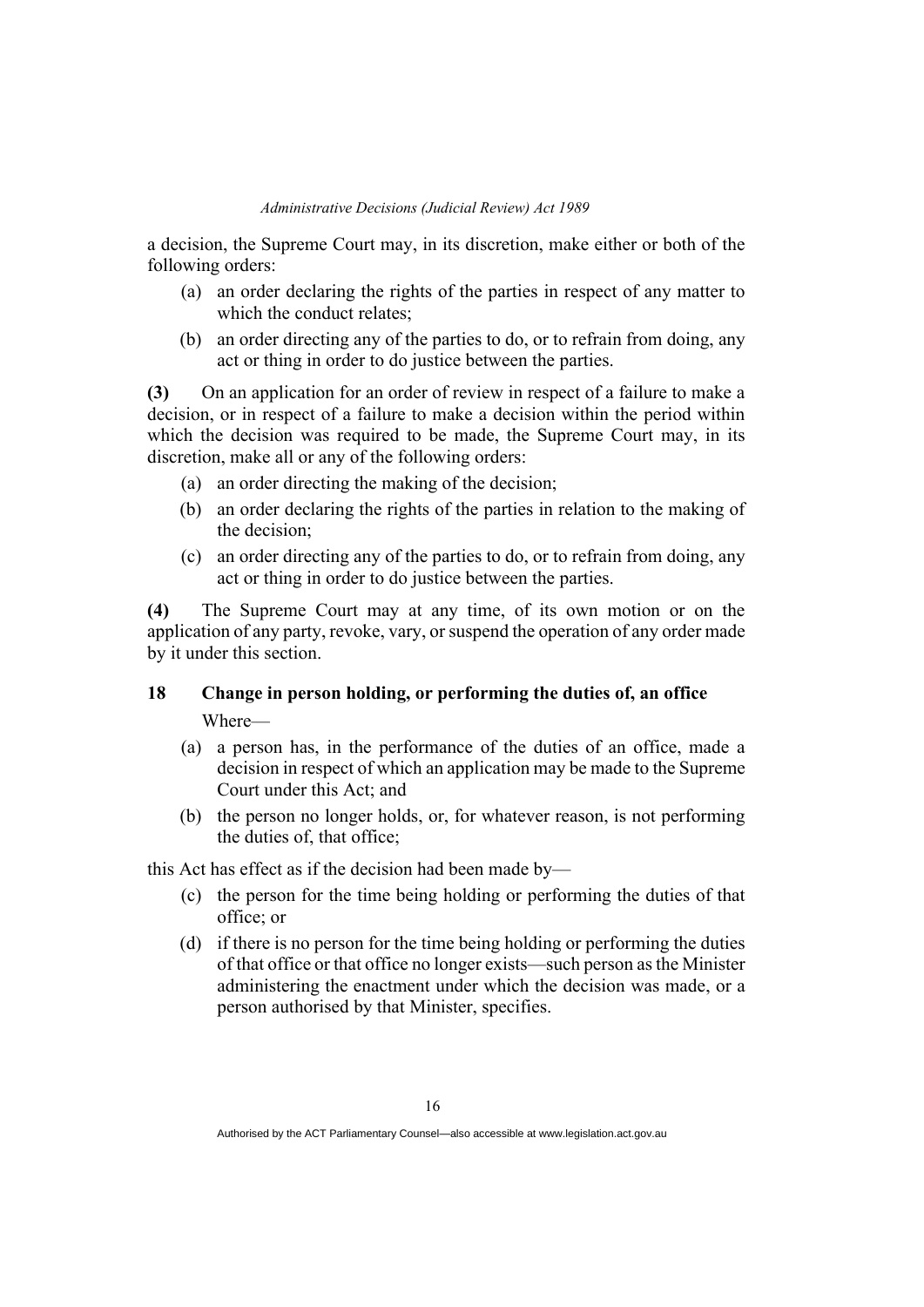a decision, the Supreme Court may, in its discretion, make either or both of the following orders:

- (a) an order declaring the rights of the parties in respect of any matter to which the conduct relates;
- (b) an order directing any of the parties to do, or to refrain from doing, any act or thing in order to do justice between the parties.

**(3)** On an application for an order of review in respect of a failure to make a decision, or in respect of a failure to make a decision within the period within which the decision was required to be made, the Supreme Court may, in its discretion, make all or any of the following orders:

- (a) an order directing the making of the decision;
- (b) an order declaring the rights of the parties in relation to the making of the decision;
- (c) an order directing any of the parties to do, or to refrain from doing, any act or thing in order to do justice between the parties.

**(4)** The Supreme Court may at any time, of its own motion or on the application of any party, revoke, vary, or suspend the operation of any order made by it under this section.

## 18 Change in person holding, or performing the duties of, an office

Where—

- (a) a person has, in the performance of the duties of an office, made a decision in respect of which an application may be made to the Supreme Court under this Act; and
- (b) the person no longer holds, or, for whatever reason, is not performing the duties of, that office;

this Act has effect as if the decision had been made by—

- (c) the person for the time being holding or performing the duties of that office; or
- (d) if there is no person for the time being holding or performing the duties of that office or that office no longer exists—such person as the Minister administering the enactment under which the decision was made, or a person authorised by that Minister, specifies.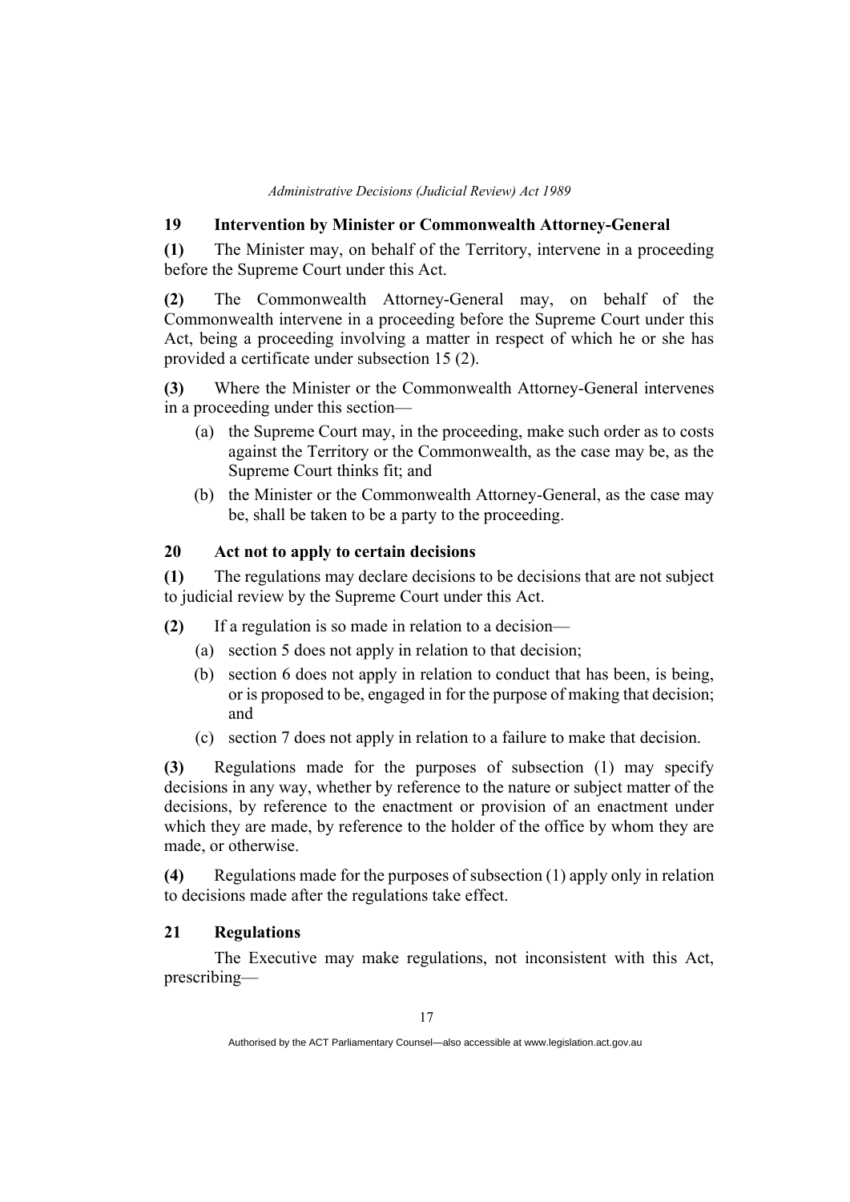## 19 Intervention by Minister or Commonwealth Attorney-General

**(1)** The Minister may, on behalf of the Territory, intervene in a proceeding before the Supreme Court under this Act.

**(2)** The Commonwealth Attorney-General may, on behalf of the Commonwealth intervene in a proceeding before the Supreme Court under this Act, being a proceeding involving a matter in respect of which he or she has provided a certificate under subsection 15 (2).

**(3)** Where the Minister or the Commonwealth Attorney-General intervenes in a proceeding under this section—

- (a) the Supreme Court may, in the proceeding, make such order as to costs against the Territory or the Commonwealth, as the case may be, as the Supreme Court thinks fit; and
- (b) the Minister or the Commonwealth Attorney-General, as the case may be, shall be taken to be a party to the proceeding.

## 20 Act not to apply to certain decisions

**(1)** The regulations may declare decisions to be decisions that are not subject to judicial review by the Supreme Court under this Act.

**(2)** If a regulation is so made in relation to a decision—

- (a) section 5 does not apply in relation to that decision;
- (b) section 6 does not apply in relation to conduct that has been, is being, or is proposed to be, engaged in for the purpose of making that decision; and
- (c) section 7 does not apply in relation to a failure to make that decision.

**(3)** Regulations made for the purposes of subsection (1) may specify decisions in any way, whether by reference to the nature or subject matter of the decisions, by reference to the enactment or provision of an enactment under which they are made, by reference to the holder of the office by whom they are made, or otherwise.

**(4)** Regulations made for the purposes of subsection (1) apply only in relation to decisions made after the regulations take effect.

## 21 Regulations

The Executive may make regulations, not inconsistent with this Act, prescribing—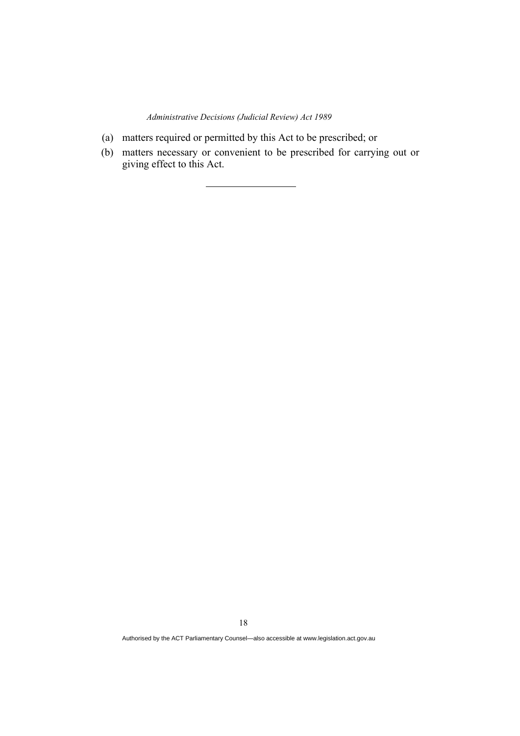(a) matters required or permitted by this Act to be prescribed; or

(b) matters necessary or convenient to be prescribed for carrying out or giving effect to this Act.

---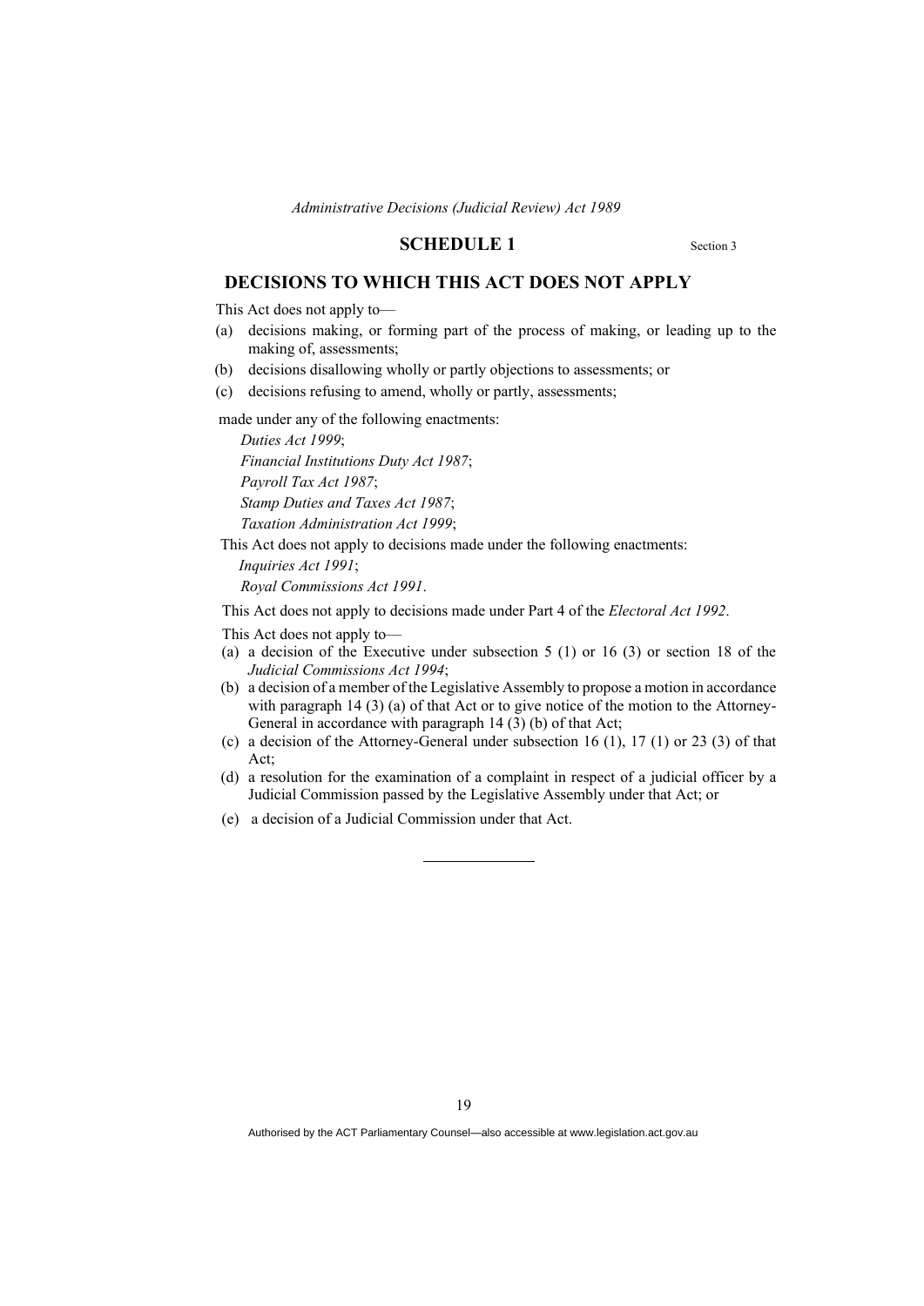## SCHEDULE 1

Section 3

## DECISIONS TO WHICH THIS ACT DOES NOT APPLY

This Act does not apply to—

(a) decisions making, or forming part of the process of making, or leading up to the making of, assessments;

(b) decisions disallowing wholly or partly objections to assessments; or

(c) decisions refusing to amend, wholly or partly, assessments;

made under any of the following enactments:

*Duties Act 1999*;

*Financial Institutions Duty Act 1987*;

*Payroll Tax Act 1987*;

*Stamp Duties and Taxes Act 1987*;

*Taxation Administration Act 1999*;

This Act does not apply to decisions made under the following enactments:

*Inquiries Act 1991*;

*Royal Commissions Act 1991*.

This Act does not apply to decisions made under Part 4 of the *Electoral Act 1992*.

This Act does not apply to—

(a) a decision of the Executive under subsection 5 (1) or 16 (3) or section 18 of the *Judicial Commissions Act 1994*;

(b) a decision of a member of the Legislative Assembly to propose a motion in accordance with paragraph 14 (3) (a) of that Act or to give notice of the motion to the Attorney-General in accordance with paragraph 14 (3) (b) of that Act;

(c) a decision of the Attorney-General under subsection 16 (1), 17 (1) or 23 (3) of that Act;

(d) a resolution for the examination of a complaint in respect of a judicial officer by a Judicial Commission passed by the Legislative Assembly under that Act; or

(e) a decision of a Judicial Commission under that Act.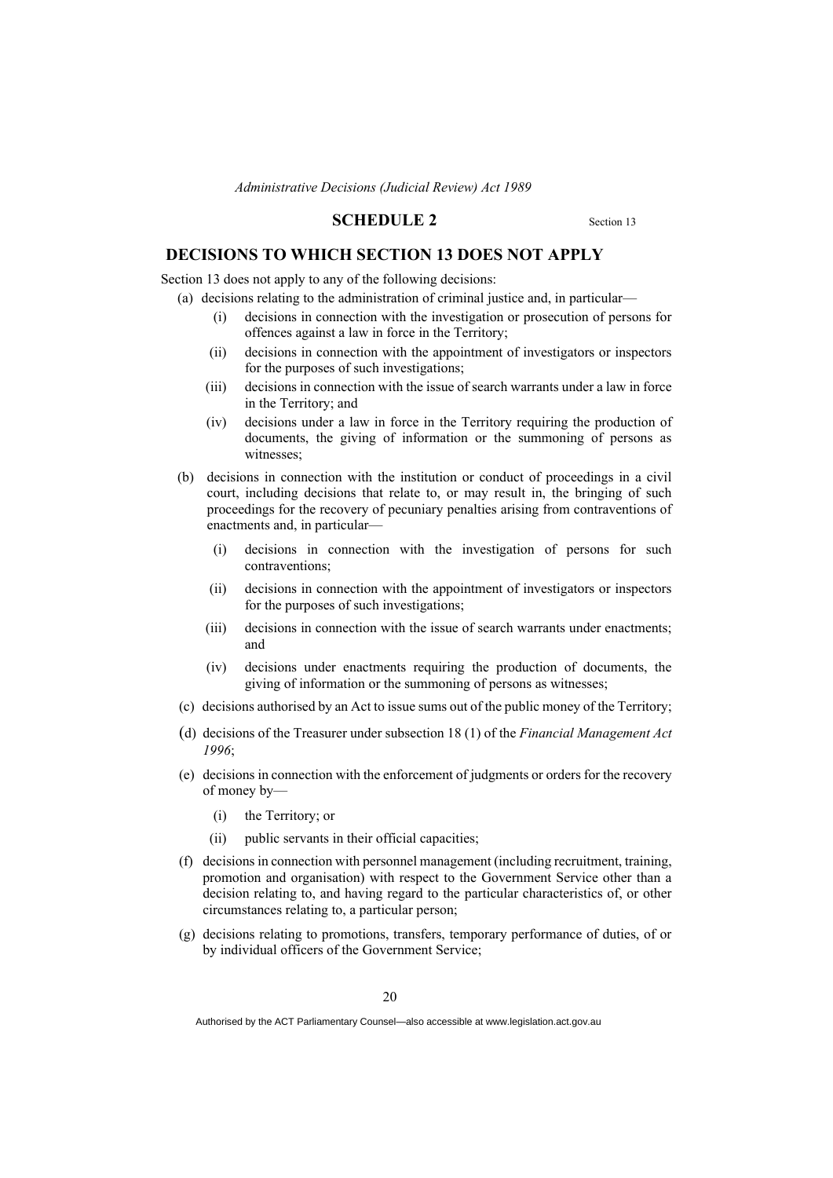## SCHEDULE 2

Section 13

## DECISIONS TO WHICH SECTION 13 DOES NOT APPLY

Section 13 does not apply to any of the following decisions:

(a) decisions relating to the administration of criminal justice and, in particular—

(i) decisions in connection with the investigation or prosecution of persons for offences against a law in force in the Territory;

(ii) decisions in connection with the appointment of investigators or inspectors for the purposes of such investigations;

(iii) decisions in connection with the issue of search warrants under a law in force in the Territory; and

(iv) decisions under a law in force in the Territory requiring the production of documents, the giving of information or the summoning of persons as witnesses;

(b) decisions in connection with the institution or conduct of proceedings in a civil court, including decisions that relate to, or may result in, the bringing of such proceedings for the recovery of pecuniary penalties arising from contraventions of enactments and, in particular—

(i) decisions in connection with the investigation of persons for such contraventions;

(ii) decisions in connection with the appointment of investigators or inspectors for the purposes of such investigations;

(iii) decisions in connection with the issue of search warrants under enactments; and

(iv) decisions under enactments requiring the production of documents, the giving of information or the summoning of persons as witnesses;

(c) decisions authorised by an Act to issue sums out of the public money of the Territory;

(d) decisions of the Treasurer under subsection 18 (1) of the *Financial Management Act 1996*;

(e) decisions in connection with the enforcement of judgments or orders for the recovery of money by—

(i) the Territory; or

(ii) public servants in their official capacities;

(f) decisions in connection with personnel management (including recruitment, training, promotion and organisation) with respect to the Government Service other than a decision relating to, and having regard to the particular characteristics of, or other circumstances relating to, a particular person;

(g) decisions relating to promotions, transfers, temporary performance of duties, of or by individual officers of the Government Service;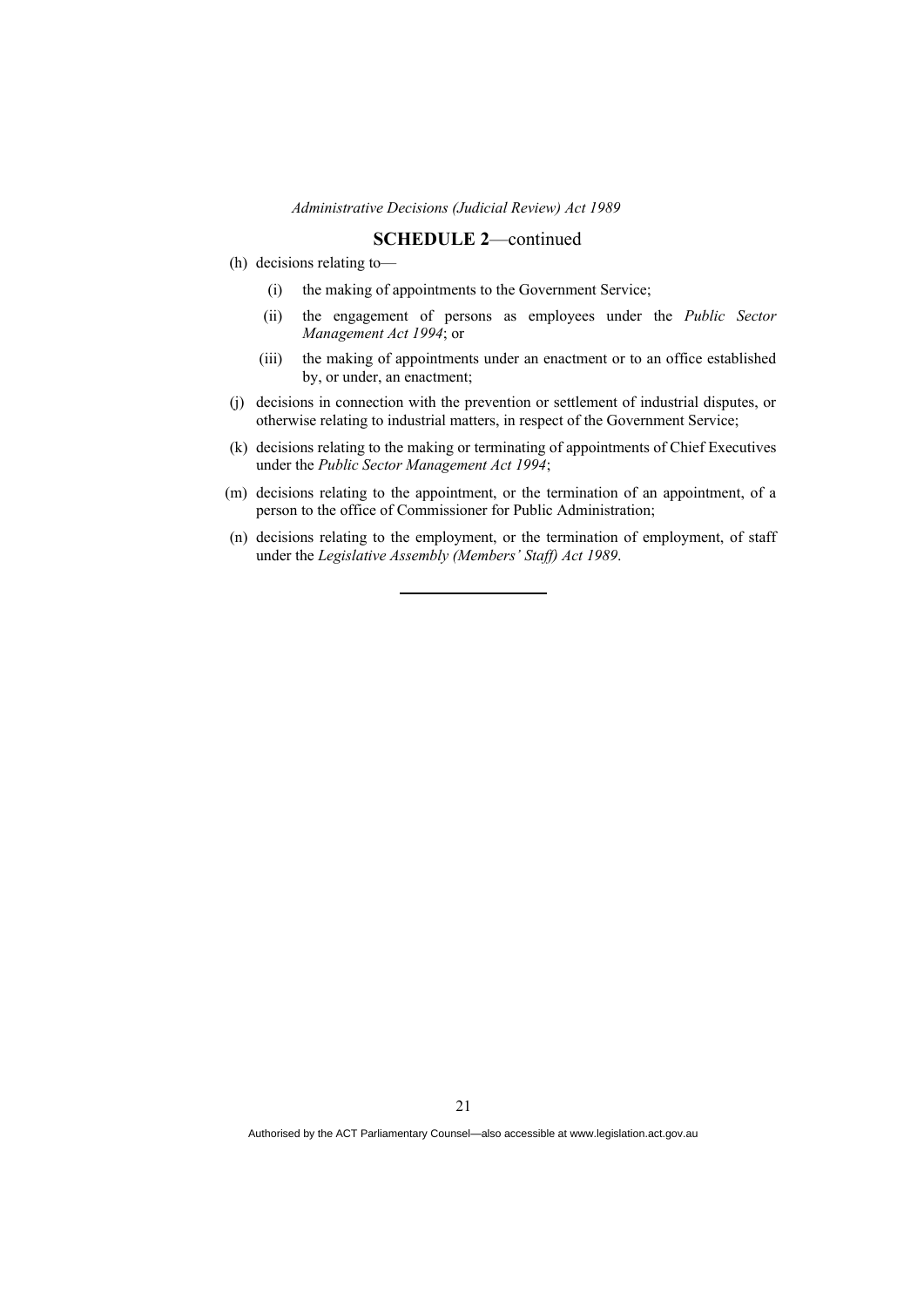## SCHEDULE 2—continued

(h) decisions relating to—

   (i) the making of appointments to the Government Service;

   (ii) the engagement of persons as employees under the *Public Sector Management Act 1994*; or

   (iii) the making of appointments under an enactment or to an office established by, or under, an enactment;

(j) decisions in connection with the prevention or settlement of industrial disputes, or otherwise relating to industrial matters, in respect of the Government Service;

(k) decisions relating to the making or terminating of appointments of Chief Executives under the *Public Sector Management Act 1994*;

(m) decisions relating to the appointment, or the termination of an appointment, of a person to the office of Commissioner for Public Administration;

(n) decisions relating to the employment, or the termination of employment, of staff under the *Legislative Assembly (Members' Staff) Act 1989*.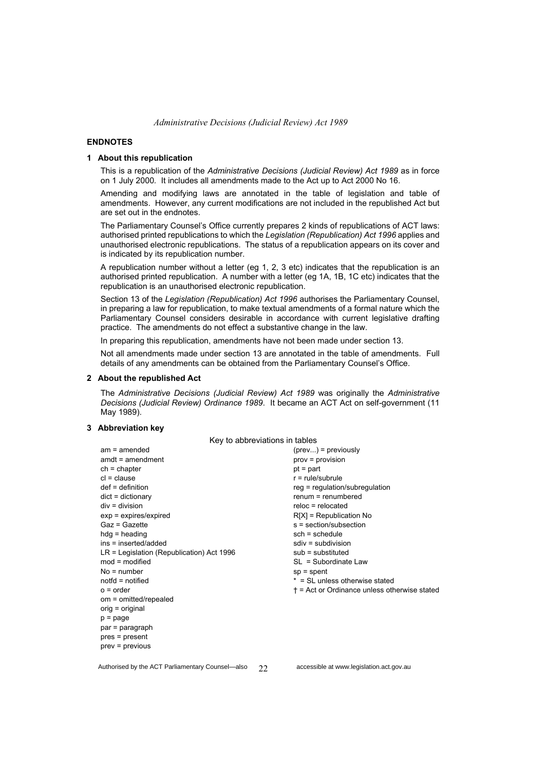## ENDNOTES

### 1 About this republication

This is a republication of the *Administrative Decisions (Judicial Review) Act 1989* as in force on 1 July 2000. It includes all amendments made to the Act up to Act 2000 No 16.

Amending and modifying laws are annotated in the table of legislation and table of amendments. However, any current modifications are not included in the republished Act but are set out in the endnotes.

The Parliamentary Counsel's Office currently prepares 2 kinds of republications of ACT laws: authorised printed republications to which the *Legislation (Republication) Act 1996* applies and unauthorised electronic republications. The status of a republication appears on its cover and is indicated by its republication number.

A republication number without a letter (eg 1, 2, 3 etc) indicates that the republication is an authorised printed republication. A number with a letter (eg 1A, 1B, 1C etc) indicates that the republication is an unauthorised electronic republication.

Section 13 of the *Legislation (Republication) Act 1996* authorises the Parliamentary Counsel, in preparing a law for republication, to make textual amendments of a formal nature which the Parliamentary Counsel considers desirable in accordance with current legislative drafting practice. The amendments do not effect a substantive change in the law.

In preparing this republication, amendments have not been made under section 13.

Not all amendments made under section 13 are annotated in the table of amendments. Full details of any amendments can be obtained from the Parliamentary Counsel's Office.

### 2 About the republished Act

The *Administrative Decisions (Judicial Review) Act 1989* was originally the *Administrative Decisions (Judicial Review) Ordinance 1989*. It became an ACT Act on self-government (11 May 1989).

### 3 Abbreviation key

Key to abbreviations in tables

am = amended
amdt = amendment
ch = chapter
cl = clause
def = definition
dict = dictionary
div = division
exp = expires/expired
Gaz = Gazette
hdg = heading
ins = inserted/added
LR = Legislation (Republication) Act 1996
mod = modified
No = number
notfd = notified
o = order
om = omitted/repealed
orig = original
p = page
par = paragraph
pres = present
prev = previous
(prev...) = previously
prov = provision
pt = part
r = rule/subrule
reg = regulation/subregulation
renum = renumbered
reloc = relocated
R[X] = Republication No
s = section/subsection
sch = schedule
sdiv = subdivision
sub = substituted
SL = Subordinate Law
sp = spent
\* = SL unless otherwise stated
† = Act or Ordinance unless otherwise stated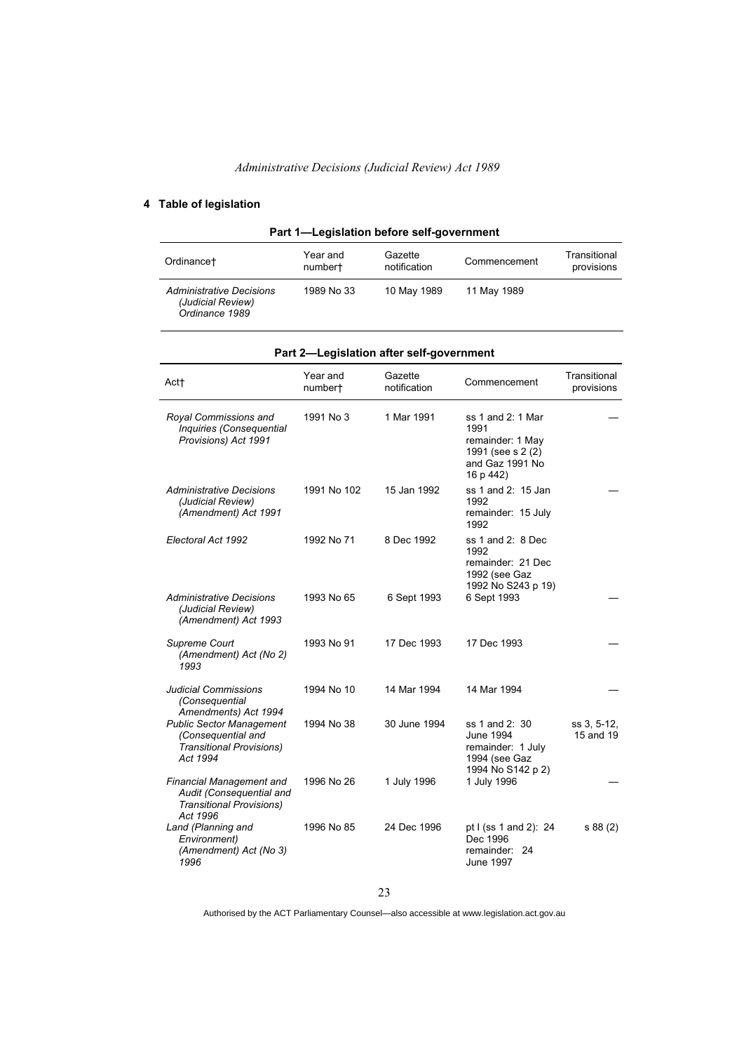## 4 Table of legislation

### Part 1—Legislation before self-government

| Ordinance† | Year and number† | Gazette notification | Commencement | Transitional provisions |
|---|---|---|---|---|
| *Administrative Decisions (Judicial Review) Ordinance 1989* | 1989 No 33 | 10 May 1989 | 11 May 1989 | |

### Part 2—Legislation after self-government

| Act† | Year and number† | Gazette notification | Commencement | Transitional provisions |
|---|---|---|---|---|
| *Royal Commissions and Inquiries (Consequential Provisions) Act 1991* | 1991 No 3 | 1 Mar 1991 | ss 1 and 2: 1 Mar 1991<br>remainder: 1 May 1991 (see s 2 (2) and Gaz 1991 No 16 p 442) | — |
| *Administrative Decisions (Judicial Review) (Amendment) Act 1991* | 1991 No 102 | 15 Jan 1992 | ss 1 and 2: 15 Jan 1992<br>remainder: 15 July 1992 | — |
| *Electoral Act 1992* | 1992 No 71 | 8 Dec 1992 | ss 1 and 2: 8 Dec 1992<br>remainder: 21 Dec 1992 (see Gaz 1992 No S243 p 19) | |
| *Administrative Decisions (Judicial Review) (Amendment) Act 1993* | 1993 No 65 | 6 Sept 1993 | 6 Sept 1993 | — |
| *Supreme Court (Amendment) Act (No 2) 1993* | 1993 No 91 | 17 Dec 1993 | 17 Dec 1993 | — |
| *Judicial Commissions (Consequential Amendments) Act 1994* | 1994 No 10 | 14 Mar 1994 | 14 Mar 1994 | — |
| *Public Sector Management (Consequential and Transitional Provisions) Act 1994* | 1994 No 38 | 30 June 1994 | ss 1 and 2: 30 June 1994<br>remainder: 1 July 1994 (see Gaz 1994 No S142 p 2) | ss 3, 5-12, 15 and 19 |
| *Financial Management and Audit (Consequential and Transitional Provisions) Act 1996* | 1996 No 26 | 1 July 1996 | 1 July 1996 | — |
| *Land (Planning and Environment) (Amendment) Act (No 3) 1996* | 1996 No 85 | 24 Dec 1996 | pt I (ss 1 and 2): 24 Dec 1996<br>remainder: 24 June 1997 | s 88 (2) |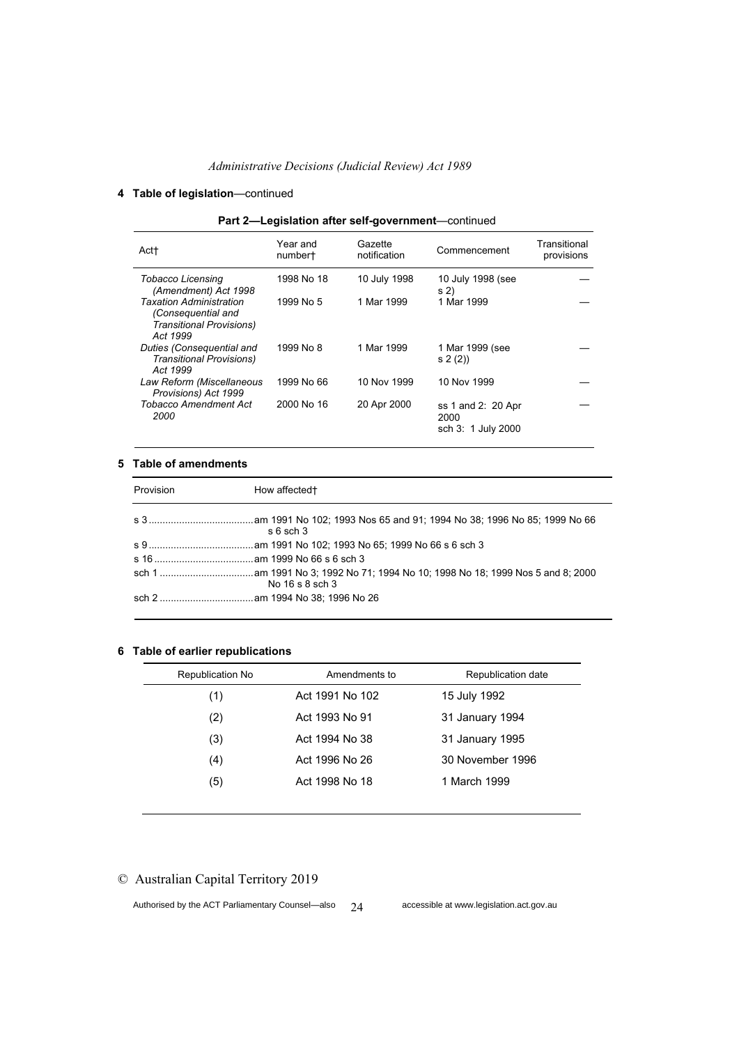## 4 Table of legislation—continued

**Part 2—Legislation after self-government—continued**

| Act† | Year and number† | Gazette notification | Commencement | Transitional provisions |
| --- | --- | --- | --- | --- |
| *Tobacco Licensing (Amendment) Act 1998* | 1998 No 18 | 10 July 1998 | 10 July 1998 (see s 2) | — |
| *Taxation Administration (Consequential and Transitional Provisions) Act 1999* | 1999 No 5 | 1 Mar 1999 | 1 Mar 1999 | — |
| *Duties (Consequential and Transitional Provisions) Act 1999* | 1999 No 8 | 1 Mar 1999 | 1 Mar 1999 (see s 2 (2)) | — |
| *Law Reform (Miscellaneous Provisions) Act 1999* | 1999 No 66 | 10 Nov 1999 | 10 Nov 1999 | — |
| *Tobacco Amendment Act 2000* | 2000 No 16 | 20 Apr 2000 | ss 1 and 2: 20 Apr 2000<br>sch 3: 1 July 2000 | — |

## 5 Table of amendments

| Provision | How affected† |
| --- | --- |
| s 3 | am 1991 No 102; 1993 Nos 65 and 91; 1994 No 38; 1996 No 85; 1999 No 66 s 6 sch 3 |
| s 9 | am 1991 No 102; 1993 No 65; 1999 No 66 s 6 sch 3 |
| s 16 | am 1999 No 66 s 6 sch 3 |
| sch 1 | am 1991 No 3; 1992 No 71; 1994 No 10; 1998 No 18; 1999 Nos 5 and 8; 2000 No 16 s 8 sch 3 |
| sch 2 | am 1994 No 38; 1996 No 26 |

## 6 Table of earlier republications

| Republication No | Amendments to | Republication date |
| --- | --- | --- |
| (1) | Act 1991 No 102 | 15 July 1992 |
| (2) | Act 1993 No 91 | 31 January 1994 |
| (3) | Act 1994 No 38 | 31 January 1995 |
| (4) | Act 1996 No 26 | 30 November 1996 |
| (5) | Act 1998 No 18 | 1 March 1999 |